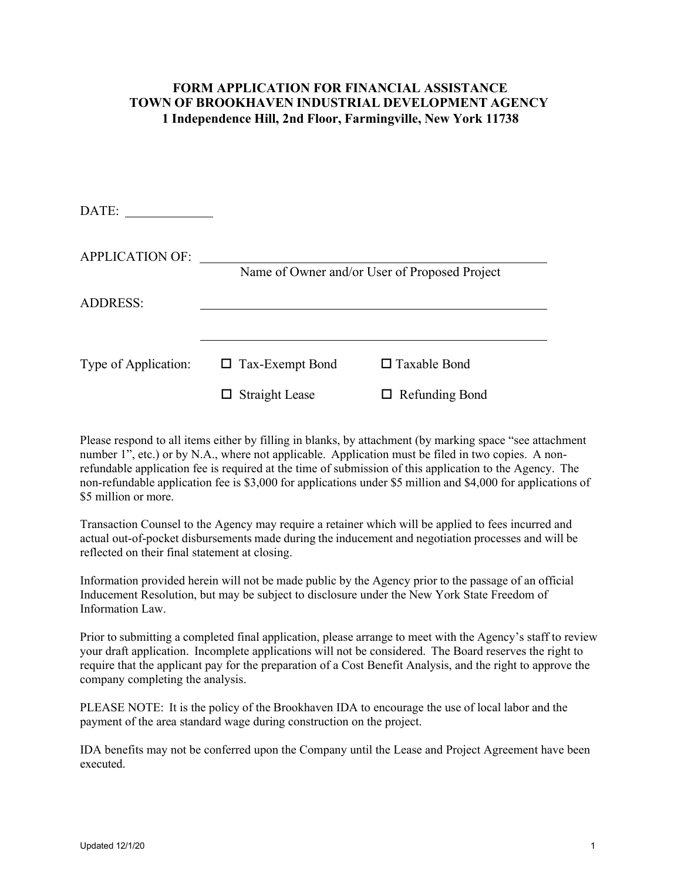# FORM APPLICATION FOR FINANCIAL ASSISTANCE
# TOWN OF BROOKHAVEN INDUSTRIAL DEVELOPMENT AGENCY
# 1 Independence Hill, 2nd Floor, Farmingville, New York 11738

DATE: ____________

APPLICATION OF: ________________________________________
Name of Owner and/or User of Proposed Project

ADDRESS: ________________________________________

________________________________________

Type of Application: ☐ Tax-Exempt Bond ☐ Taxable Bond

☐ Straight Lease ☐ Refunding Bond

Please respond to all items either by filling in blanks, by attachment (by marking space "see attachment number 1", etc.) or by N.A., where not applicable. Application must be filed in two copies. A non-refundable application fee is required at the time of submission of this application to the Agency. The non-refundable application fee is $3,000 for applications under $5 million and $4,000 for applications of $5 million or more.

Transaction Counsel to the Agency may require a retainer which will be applied to fees incurred and actual out-of-pocket disbursements made during the inducement and negotiation processes and will be reflected on their final statement at closing.

Information provided herein will not be made public by the Agency prior to the passage of an official Inducement Resolution, but may be subject to disclosure under the New York State Freedom of Information Law.

Prior to submitting a completed final application, please arrange to meet with the Agency's staff to review your draft application. Incomplete applications will not be considered. The Board reserves the right to require that the applicant pay for the preparation of a Cost Benefit Analysis, and the right to approve the company completing the analysis.

PLEASE NOTE: It is the policy of the Brookhaven IDA to encourage the use of local labor and the payment of the area standard wage during construction on the project.

IDA benefits may not be conferred upon the Company until the Lease and Project Agreement have been executed.

Updated 12/1/20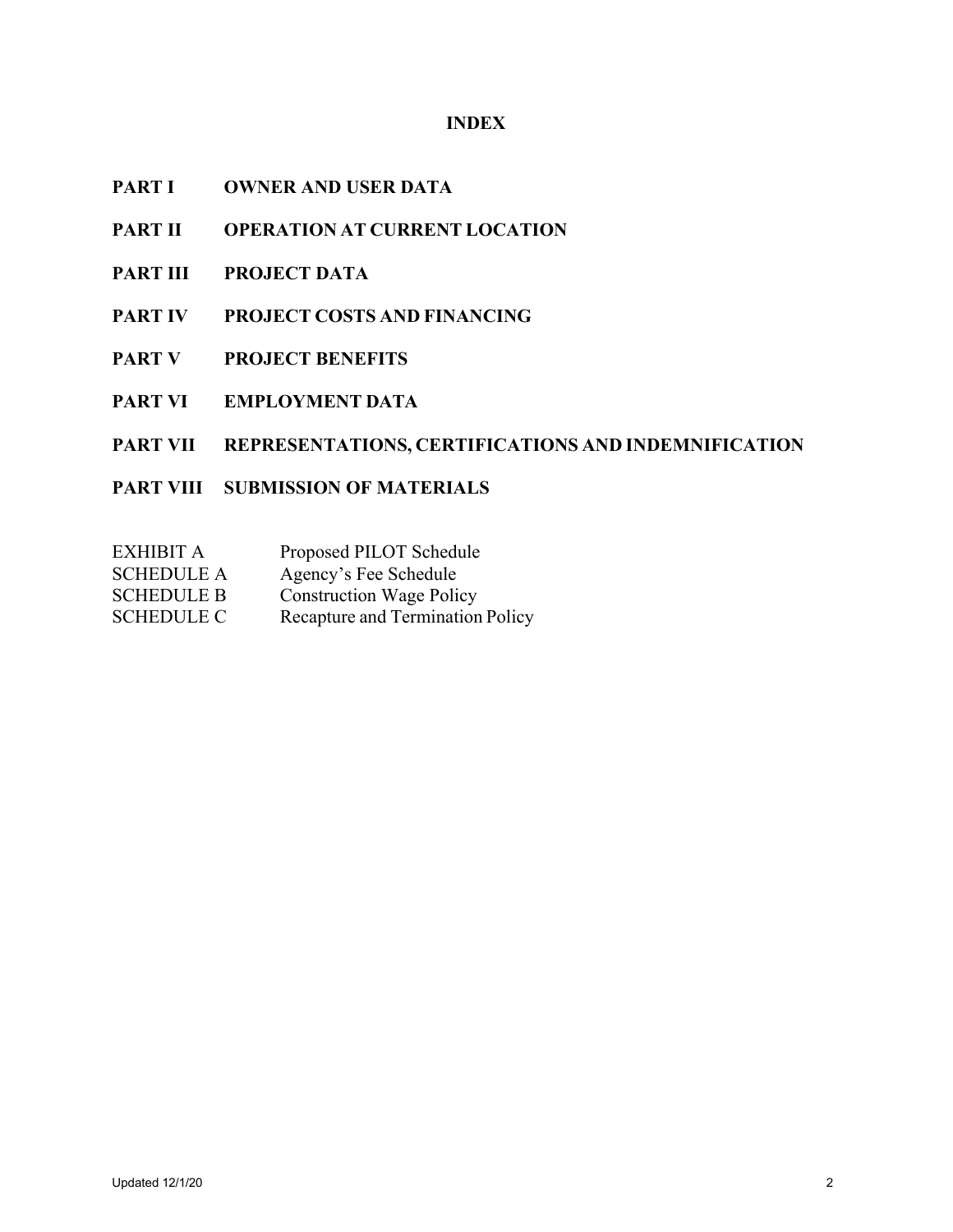# INDEX

**PART I** **OWNER AND USER DATA**

**PART II** **OPERATION AT CURRENT LOCATION**

**PART III** **PROJECT DATA**

**PART IV** **PROJECT COSTS AND FINANCING**

**PART V** **PROJECT BENEFITS**

**PART VI** **EMPLOYMENT DATA**

**PART VII** **REPRESENTATIONS, CERTIFICATIONS AND INDEMNIFICATION**

**PART VIII** **SUBMISSION OF MATERIALS**

| | |
|---|---|
| EXHIBIT A | Proposed PILOT Schedule |
| SCHEDULE A | Agency's Fee Schedule |
| SCHEDULE B | Construction Wage Policy |
| SCHEDULE C | Recapture and Termination Policy |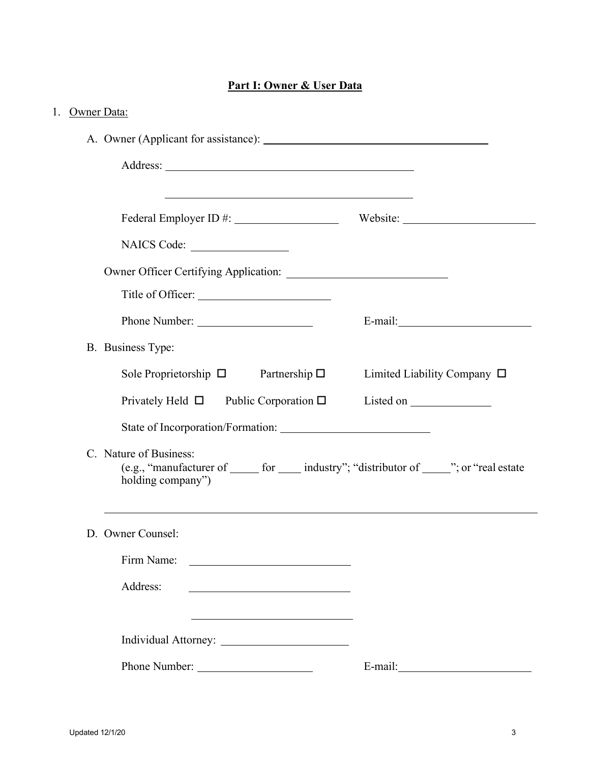## Part I: Owner & User Data

1. Owner Data:

   A. Owner (Applicant for assistance): ________________________________________

      Address: ____________________________________________

      ____________________________________________

      Federal Employer ID #: __________________   Website: ______________________

      NAICS Code: _________________

      Owner Officer Certifying Application: ____________________________

      Title of Officer: _______________________

      Phone Number: ____________________   E-mail: ______________________

   B. Business Type:

      Sole Proprietorship ☐   Partnership ☐   Limited Liability Company ☐

      Privately Held ☐   Public Corporation ☐   Listed on ______________

      State of Incorporation/Formation: __________________________

   C. Nature of Business:
      (e.g., "manufacturer of _____ for ____ industry"; "distributor of _____"; or "real estate holding company")

      ____________________________________________________________________________

   D. Owner Counsel:

      Firm Name: ____________________________

      Address: ____________________________

      ____________________________

      Individual Attorney: ______________________

      Phone Number: ____________________   E-mail: ______________________

Updated 12/1/20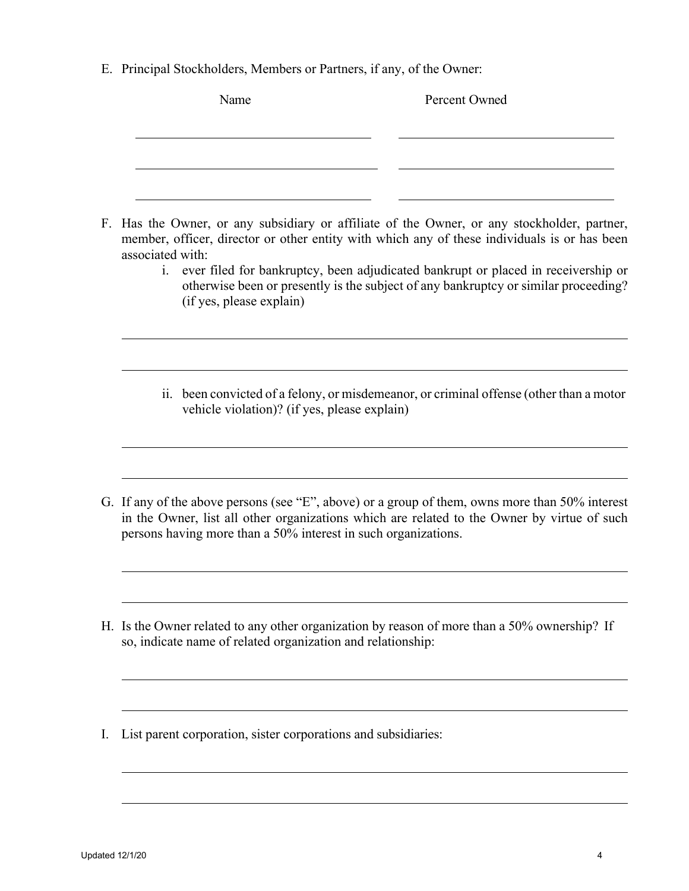E. Principal Stockholders, Members or Partners, if any, of the Owner:

| Name | Percent Owned |
| --- | --- |
| \_\_\_\_\_\_\_\_\_\_\_\_\_\_\_\_\_\_\_\_ | \_\_\_\_\_\_\_\_\_\_\_\_\_\_\_\_\_\_\_\_ |
| \_\_\_\_\_\_\_\_\_\_\_\_\_\_\_\_\_\_\_\_ | \_\_\_\_\_\_\_\_\_\_\_\_\_\_\_\_\_\_\_\_ |
| \_\_\_\_\_\_\_\_\_\_\_\_\_\_\_\_\_\_\_\_ | \_\_\_\_\_\_\_\_\_\_\_\_\_\_\_\_\_\_\_\_ |

F. Has the Owner, or any subsidiary or affiliate of the Owner, or any stockholder, partner, member, officer, director or other entity with which any of these individuals is or has been associated with:

   i. ever filed for bankruptcy, been adjudicated bankrupt or placed in receivership or otherwise been or presently is the subject of any bankruptcy or similar proceeding? (if yes, please explain)

   \_\_\_\_\_\_\_\_\_\_\_\_\_\_\_\_\_\_\_\_\_\_\_\_\_\_\_\_\_\_\_\_\_\_\_\_\_\_\_\_\_\_\_\_\_\_\_\_\_\_\_\_\_\_\_\_\_\_\_\_\_\_\_\_

   \_\_\_\_\_\_\_\_\_\_\_\_\_\_\_\_\_\_\_\_\_\_\_\_\_\_\_\_\_\_\_\_\_\_\_\_\_\_\_\_\_\_\_\_\_\_\_\_\_\_\_\_\_\_\_\_\_\_\_\_\_\_\_\_

   ii. been convicted of a felony, or misdemeanor, or criminal offense (other than a motor vehicle violation)? (if yes, please explain)

   \_\_\_\_\_\_\_\_\_\_\_\_\_\_\_\_\_\_\_\_\_\_\_\_\_\_\_\_\_\_\_\_\_\_\_\_\_\_\_\_\_\_\_\_\_\_\_\_\_\_\_\_\_\_\_\_\_\_\_\_\_\_\_\_

   \_\_\_\_\_\_\_\_\_\_\_\_\_\_\_\_\_\_\_\_\_\_\_\_\_\_\_\_\_\_\_\_\_\_\_\_\_\_\_\_\_\_\_\_\_\_\_\_\_\_\_\_\_\_\_\_\_\_\_\_\_\_\_\_

G. If any of the above persons (see "E", above) or a group of them, owns more than 50% interest in the Owner, list all other organizations which are related to the Owner by virtue of such persons having more than a 50% interest in such organizations.

\_\_\_\_\_\_\_\_\_\_\_\_\_\_\_\_\_\_\_\_\_\_\_\_\_\_\_\_\_\_\_\_\_\_\_\_\_\_\_\_\_\_\_\_\_\_\_\_\_\_\_\_\_\_\_\_\_\_\_\_\_\_\_\_

\_\_\_\_\_\_\_\_\_\_\_\_\_\_\_\_\_\_\_\_\_\_\_\_\_\_\_\_\_\_\_\_\_\_\_\_\_\_\_\_\_\_\_\_\_\_\_\_\_\_\_\_\_\_\_\_\_\_\_\_\_\_\_\_

H. Is the Owner related to any other organization by reason of more than a 50% ownership? If so, indicate name of related organization and relationship:

\_\_\_\_\_\_\_\_\_\_\_\_\_\_\_\_\_\_\_\_\_\_\_\_\_\_\_\_\_\_\_\_\_\_\_\_\_\_\_\_\_\_\_\_\_\_\_\_\_\_\_\_\_\_\_\_\_\_\_\_\_\_\_\_

\_\_\_\_\_\_\_\_\_\_\_\_\_\_\_\_\_\_\_\_\_\_\_\_\_\_\_\_\_\_\_\_\_\_\_\_\_\_\_\_\_\_\_\_\_\_\_\_\_\_\_\_\_\_\_\_\_\_\_\_\_\_\_\_

I. List parent corporation, sister corporations and subsidiaries:

\_\_\_\_\_\_\_\_\_\_\_\_\_\_\_\_\_\_\_\_\_\_\_\_\_\_\_\_\_\_\_\_\_\_\_\_\_\_\_\_\_\_\_\_\_\_\_\_\_\_\_\_\_\_\_\_\_\_\_\_\_\_\_\_

\_\_\_\_\_\_\_\_\_\_\_\_\_\_\_\_\_\_\_\_\_\_\_\_\_\_\_\_\_\_\_\_\_\_\_\_\_\_\_\_\_\_\_\_\_\_\_\_\_\_\_\_\_\_\_\_\_\_\_\_\_\_\_\_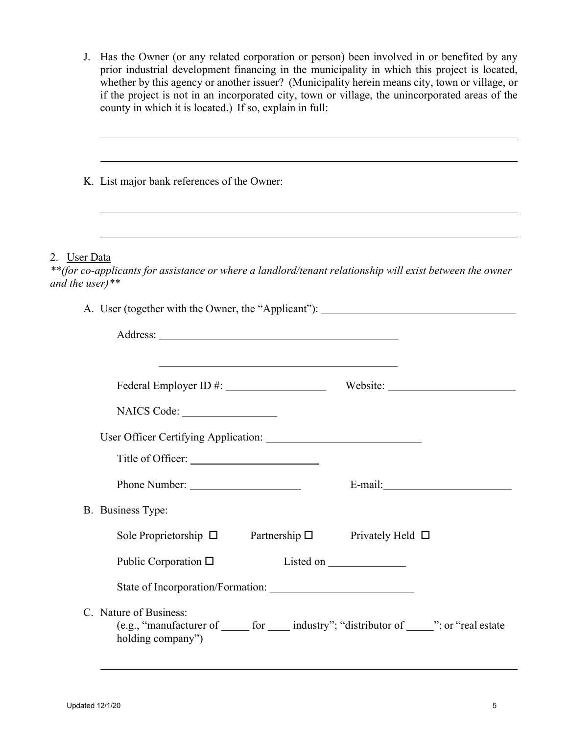J. Has the Owner (or any related corporation or person) been involved in or benefited by any prior industrial development financing in the municipality in which this project is located, whether by this agency or another issuer? (Municipality herein means city, town or village, or if the project is not in an incorporated city, town or village, the unincorporated areas of the county in which it is located.) If so, explain in full:

______________________________________________________________________________

______________________________________________________________________________

K. List major bank references of the Owner:

______________________________________________________________________________

______________________________________________________________________________

2. <u>User Data</u>

***(for co-applicants for assistance or where a landlord/tenant relationship will exist between the owner and the user)***

A. User (together with the Owner, the "Applicant"): ______________________________

Address: ______________________________________________

______________________________________________

Federal Employer ID #: __________________ Website: ______________________

NAICS Code: _________________

User Officer Certifying Application: ____________________________

Title of Officer: ________________________

Phone Number: ____________________ E-mail: ______________________

B. Business Type:

Sole Proprietorship ☐ Partnership ☐ Privately Held ☐

Public Corporation ☐ Listed on ______________

State of Incorporation/Formation: __________________________

C. Nature of Business:

(e.g., "manufacturer of _____ for ____ industry"; "distributor of _____"; or "real estate holding company")

______________________________________________________________________________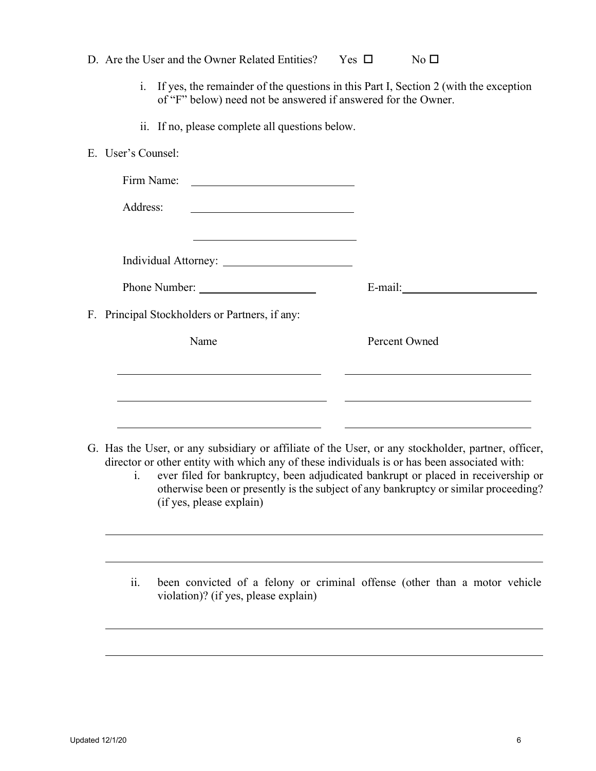D. Are the User and the Owner Related Entities? Yes ☐ No ☐

   i. If yes, the remainder of the questions in this Part I, Section 2 (with the exception of "F" below) need not be answered if answered for the Owner.

   ii. If no, please complete all questions below.

E. User's Counsel:

   Firm Name: ____________________________

   Address: ____________________________

   ____________________________

   Individual Attorney: ______________________

   Phone Number: ____________________ E-mail: ________________________

F. Principal Stockholders or Partners, if any:

| Name | Percent Owned |
| --- | --- |
| | |
| | |
| | |

G. Has the User, or any subsidiary or affiliate of the User, or any stockholder, partner, officer, director or other entity with which any of these individuals is or has been associated with:

   i. ever filed for bankruptcy, been adjudicated bankrupt or placed in receivership or otherwise been or presently is the subject of any bankruptcy or similar proceeding? (if yes, please explain)

   ______________________________________________________________________

   ______________________________________________________________________

   ii. been convicted of a felony or criminal offense (other than a motor vehicle violation)? (if yes, please explain)

   ______________________________________________________________________

   ______________________________________________________________________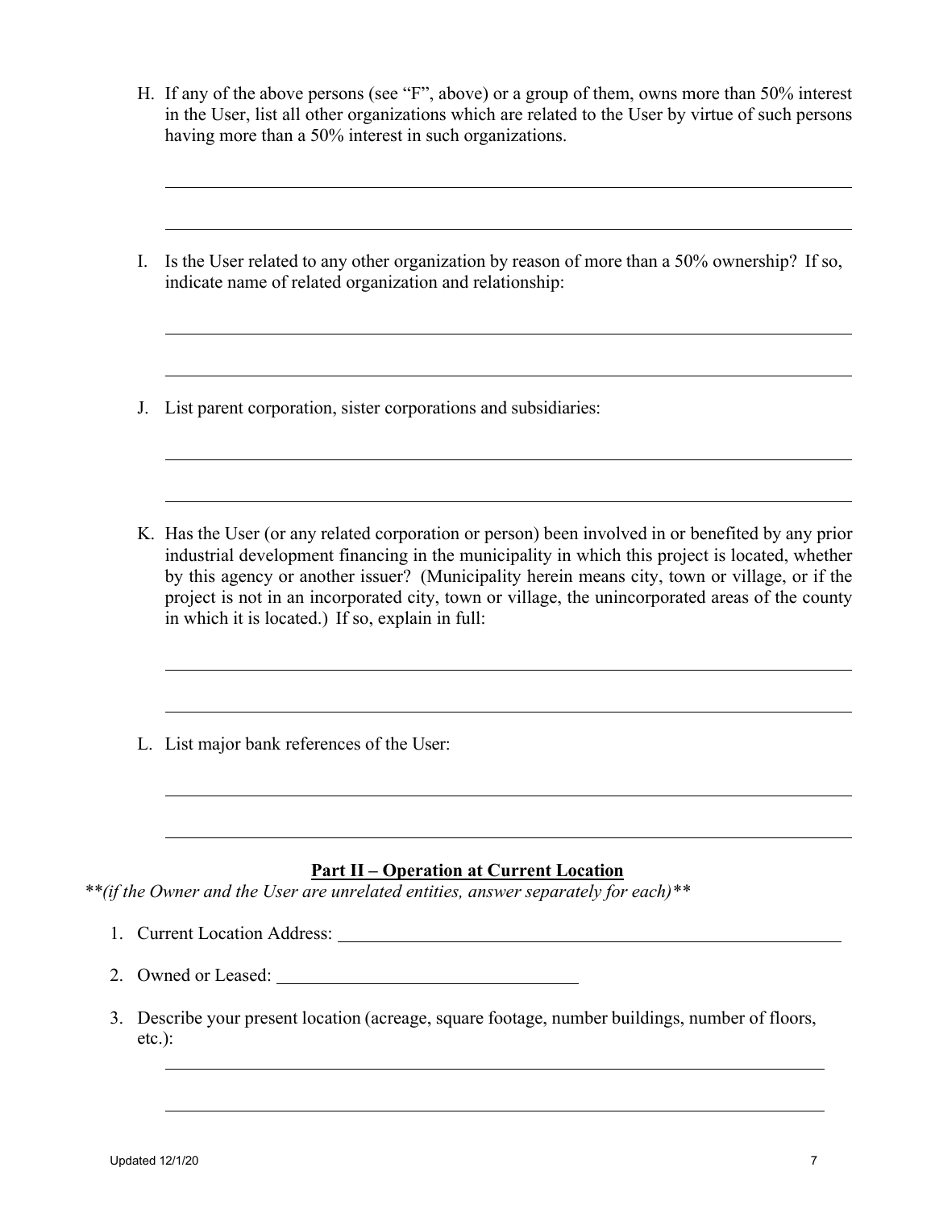H. If any of the above persons (see "F", above) or a group of them, owns more than 50% interest in the User, list all other organizations which are related to the User by virtue of such persons having more than a 50% interest in such organizations.

______________________________________________________________________

______________________________________________________________________

I. Is the User related to any other organization by reason of more than a 50% ownership? If so, indicate name of related organization and relationship:

______________________________________________________________________

______________________________________________________________________

J. List parent corporation, sister corporations and subsidiaries:

______________________________________________________________________

______________________________________________________________________

K. Has the User (or any related corporation or person) been involved in or benefited by any prior industrial development financing in the municipality in which this project is located, whether by this agency or another issuer? (Municipality herein means city, town or village, or if the project is not in an incorporated city, town or village, the unincorporated areas of the county in which it is located.) If so, explain in full:

______________________________________________________________________

______________________________________________________________________

L. List major bank references of the User:

______________________________________________________________________

______________________________________________________________________

## <u>Part II – Operation at Current Location</u>

***(if the Owner and the User are unrelated entities, answer separately for each)***

1. Current Location Address: ______________________________________________

2. Owned or Leased: ______________________________

3. Describe your present location (acreage, square footage, number buildings, number of floors, etc.):

   ______________________________________________________________________

   ______________________________________________________________________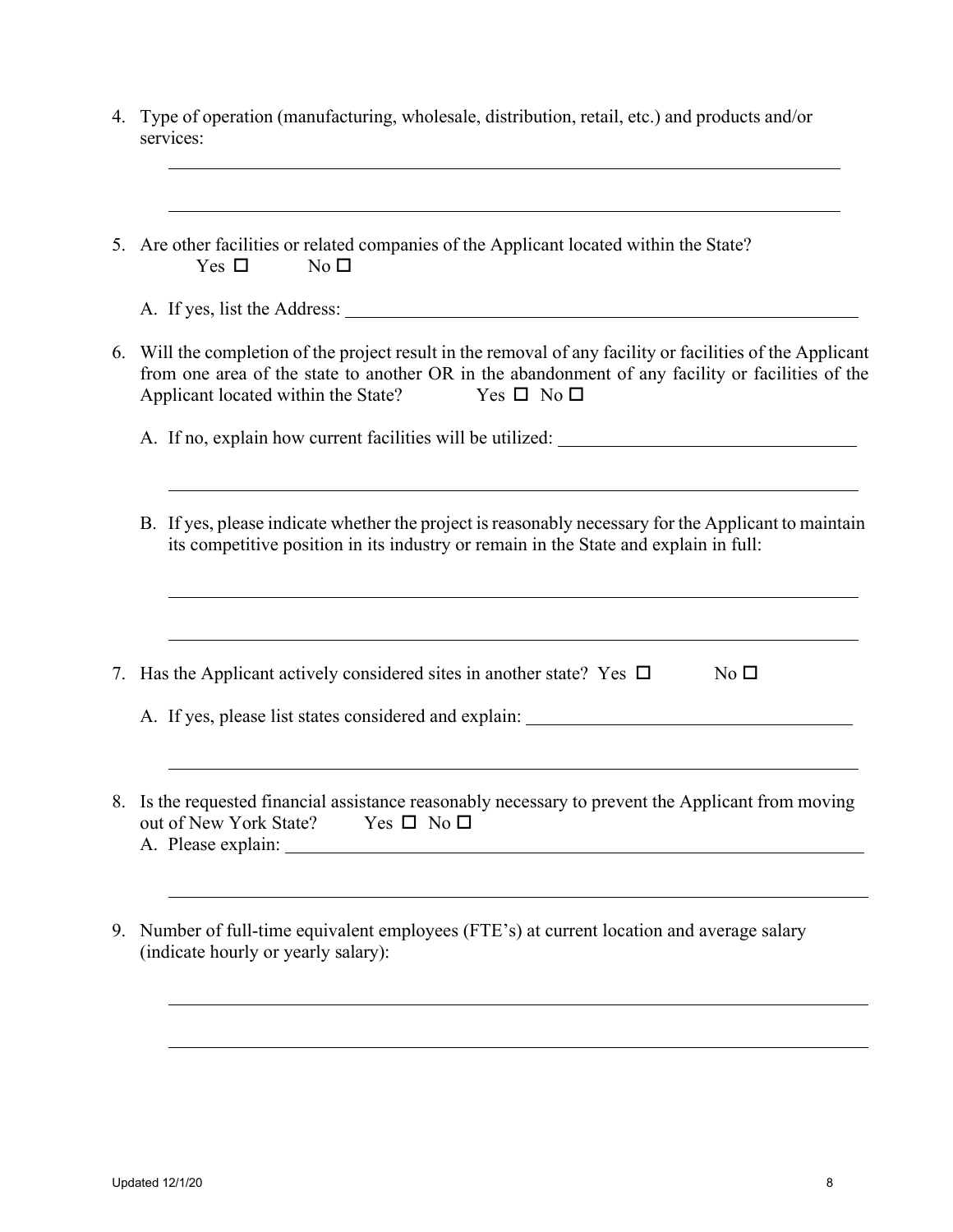4. Type of operation (manufacturing, wholesale, distribution, retail, etc.) and products and/or services:

   ______________________________________________________________________

   ______________________________________________________________________

5. Are other facilities or related companies of the Applicant located within the State?
   Yes ☐ No ☐

   A. If yes, list the Address: ______________________________________________

6. Will the completion of the project result in the removal of any facility or facilities of the Applicant from one area of the state to another OR in the abandonment of any facility or facilities of the Applicant located within the State? Yes ☐ No ☐

   A. If no, explain how current facilities will be utilized: ___________________________

   ______________________________________________________________________

   B. If yes, please indicate whether the project is reasonably necessary for the Applicant to maintain its competitive position in its industry or remain in the State and explain in full:

   ______________________________________________________________________

   ______________________________________________________________________

7. Has the Applicant actively considered sites in another state? Yes ☐ No ☐

   A. If yes, please list states considered and explain: ___________________________

   ______________________________________________________________________

8. Is the requested financial assistance reasonably necessary to prevent the Applicant from moving out of New York State? Yes ☐ No ☐

   A. Please explain: ______________________________________________________

   ______________________________________________________________________

9. Number of full-time equivalent employees (FTE's) at current location and average salary (indicate hourly or yearly salary):

   ______________________________________________________________________

   ______________________________________________________________________

Updated 12/1/20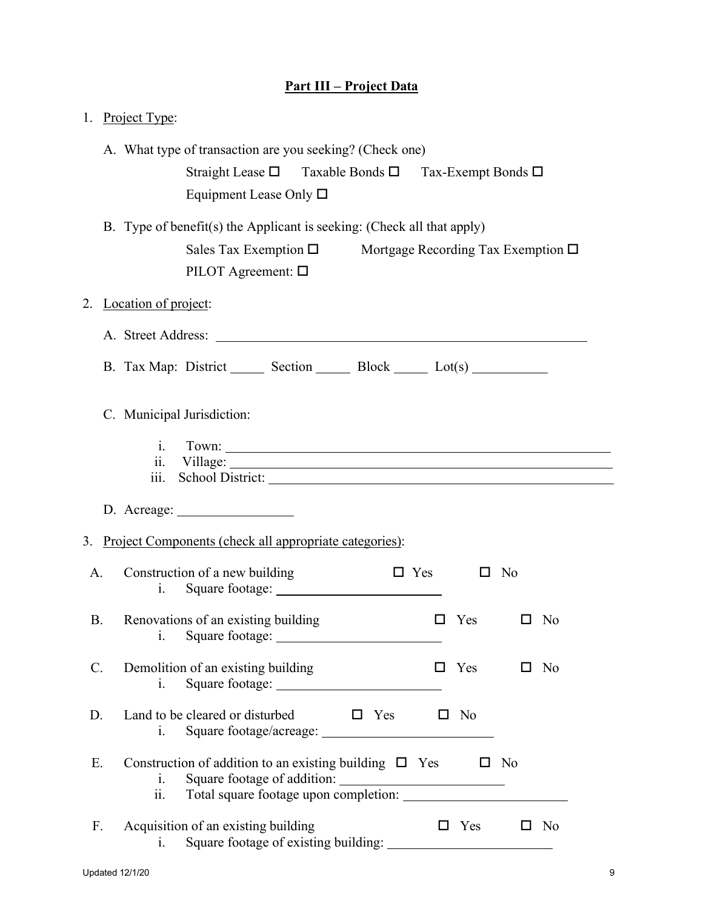## Part III – Project Data

1. Project Type:

   A. What type of transaction are you seeking? (Check one)

      Straight Lease ☐   Taxable Bonds ☐   Tax-Exempt Bonds ☐

      Equipment Lease Only ☐

   B. Type of benefit(s) the Applicant is seeking: (Check all that apply)

      Sales Tax Exemption ☐   Mortgage Recording Tax Exemption ☐

      PILOT Agreement: ☐

2. Location of project:

   A. Street Address: ______________________________

   B. Tax Map: District _____ Section _____ Block _____ Lot(s) ___________

   C. Municipal Jurisdiction:

      i. Town: ______________________________
      ii. Village: ______________________________
      iii. School District: ______________________________

   D. Acreage: _________________

3. Project Components (check all appropriate categories):

   A. Construction of a new building ☐ Yes ☐ No
      i. Square footage: ________________________

   B. Renovations of an existing building ☐ Yes ☐ No
      i. Square footage: ________________________

   C. Demolition of an existing building ☐ Yes ☐ No
      i. Square footage: ________________________

   D. Land to be cleared or disturbed ☐ Yes ☐ No
      i. Square footage/acreage: ________________________

   E. Construction of addition to an existing building ☐ Yes ☐ No
      i. Square footage of addition: ________________________
      ii. Total square footage upon completion: ________________________

   F. Acquisition of an existing building ☐ Yes ☐ No
      i. Square footage of existing building: ________________________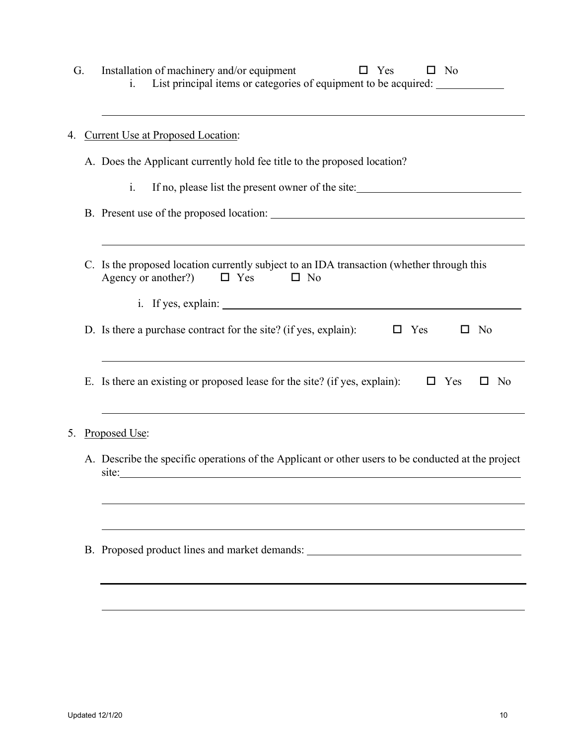G. Installation of machinery and/or equipment ☐ Yes ☐ No

   i. List principal items or categories of equipment to be acquired: ____________

   ______________________________________________________________________

4. Current Use at Proposed Location:

   A. Does the Applicant currently hold fee title to the proposed location?

      i. If no, please list the present owner of the site: ______________________________

   B. Present use of the proposed location: ________________________________________

      ______________________________________________________________________

   C. Is the proposed location currently subject to an IDA transaction (whether through this Agency or another?) ☐ Yes ☐ No

      i. If yes, explain: ______________________________________________________

   D. Is there a purchase contract for the site? (if yes, explain): ☐ Yes ☐ No

      ______________________________________________________________________

   E. Is there an existing or proposed lease for the site? (if yes, explain): ☐ Yes ☐ No

      ______________________________________________________________________

5. Proposed Use:

   A. Describe the specific operations of the Applicant or other users to be conducted at the project site: ______________________________________________________________

      ______________________________________________________________________

      ______________________________________________________________________

   B. Proposed product lines and market demands: ______________________________

      ______________________________________________________________________

      ______________________________________________________________________

Updated 12/1/20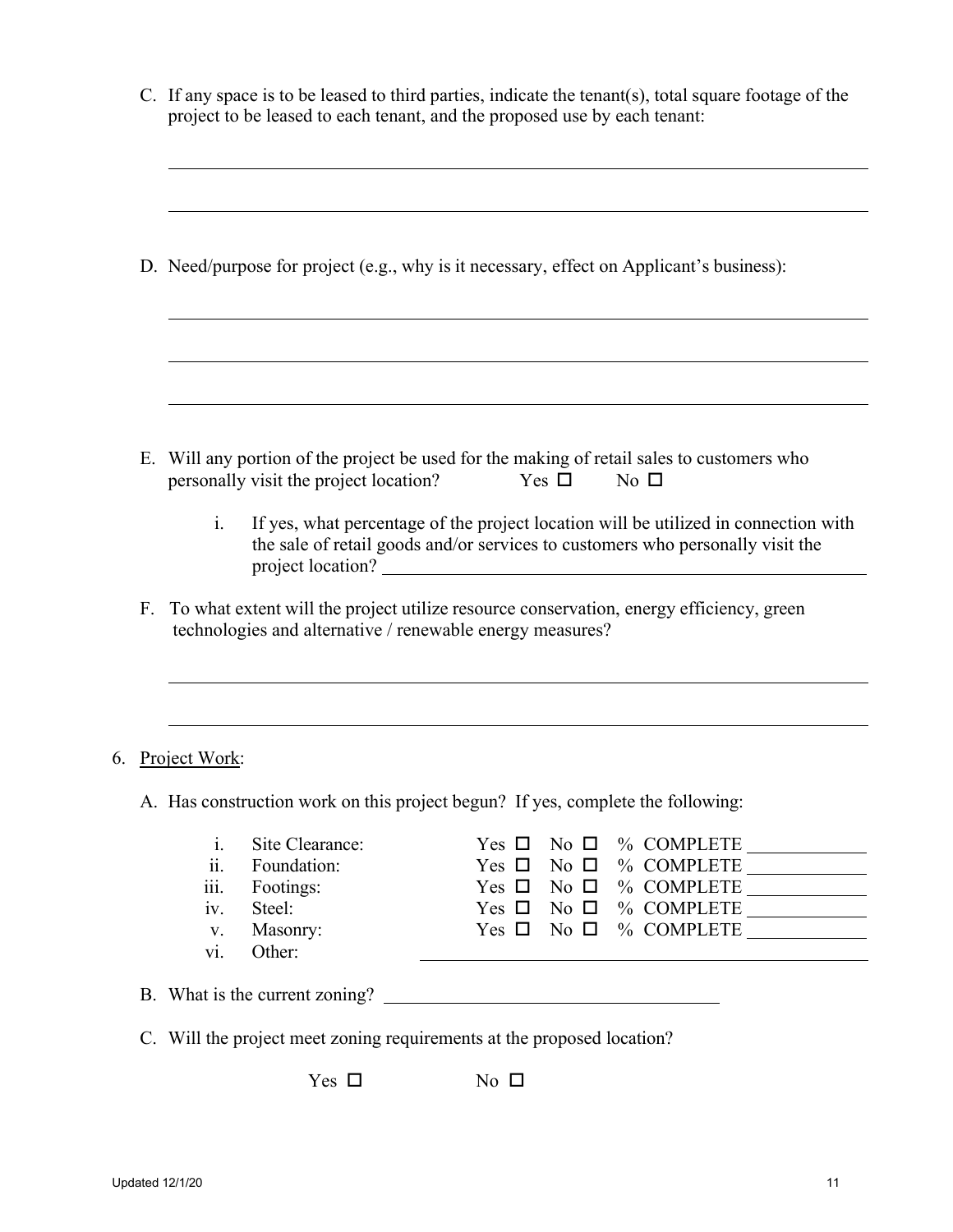C. If any space is to be leased to third parties, indicate the tenant(s), total square footage of the project to be leased to each tenant, and the proposed use by each tenant:

______________________________________________________________________

______________________________________________________________________

D. Need/purpose for project (e.g., why is it necessary, effect on Applicant's business):

______________________________________________________________________

______________________________________________________________________

______________________________________________________________________

E. Will any portion of the project be used for the making of retail sales to customers who personally visit the project location? Yes ☐ No ☐

   i. If yes, what percentage of the project location will be utilized in connection with the sale of retail goods and/or services to customers who personally visit the project location? ______________________________

F. To what extent will the project utilize resource conservation, energy efficiency, green technologies and alternative / renewable energy measures?

______________________________________________________________________

______________________________________________________________________

6. Project Work:

A. Has construction work on this project begun? If yes, complete the following:

| | | | | |
|---|---|---|---|---|
| i. | Site Clearance: | Yes ☐ | No ☐ | % COMPLETE ____________ |
| ii. | Foundation: | Yes ☐ | No ☐ | % COMPLETE ____________ |
| iii. | Footings: | Yes ☐ | No ☐ | % COMPLETE ____________ |
| iv. | Steel: | Yes ☐ | No ☐ | % COMPLETE ____________ |
| v. | Masonry: | Yes ☐ | No ☐ | % COMPLETE ____________ |
| vi. | Other: | ______________________________ | | |

B. What is the current zoning? ______________________________

C. Will the project meet zoning requirements at the proposed location?

Yes ☐ No ☐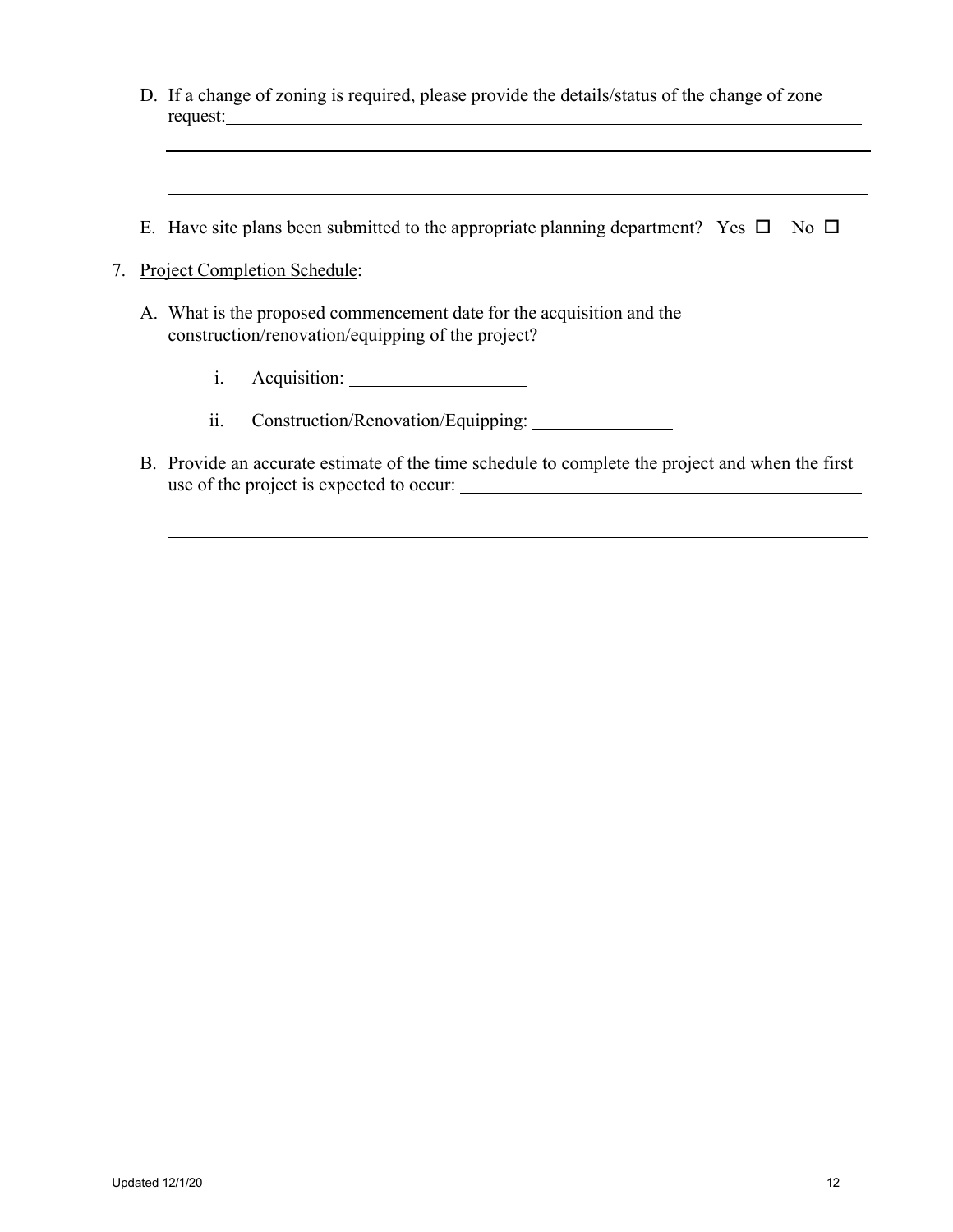D. If a change of zoning is required, please provide the details/status of the change of zone request: ______________________________________________________________

______________________________________________________________

______________________________________________________________

E. Have site plans been submitted to the appropriate planning department? Yes ☐ No ☐

7. Project Completion Schedule:

   A. What is the proposed commencement date for the acquisition and the construction/renovation/equipping of the project?

      i. Acquisition: ____________________

      ii. Construction/Renovation/Equipping: _______________

   B. Provide an accurate estimate of the time schedule to complete the project and when the first use of the project is expected to occur: ______________________________________________

______________________________________________________________

Updated 12/1/20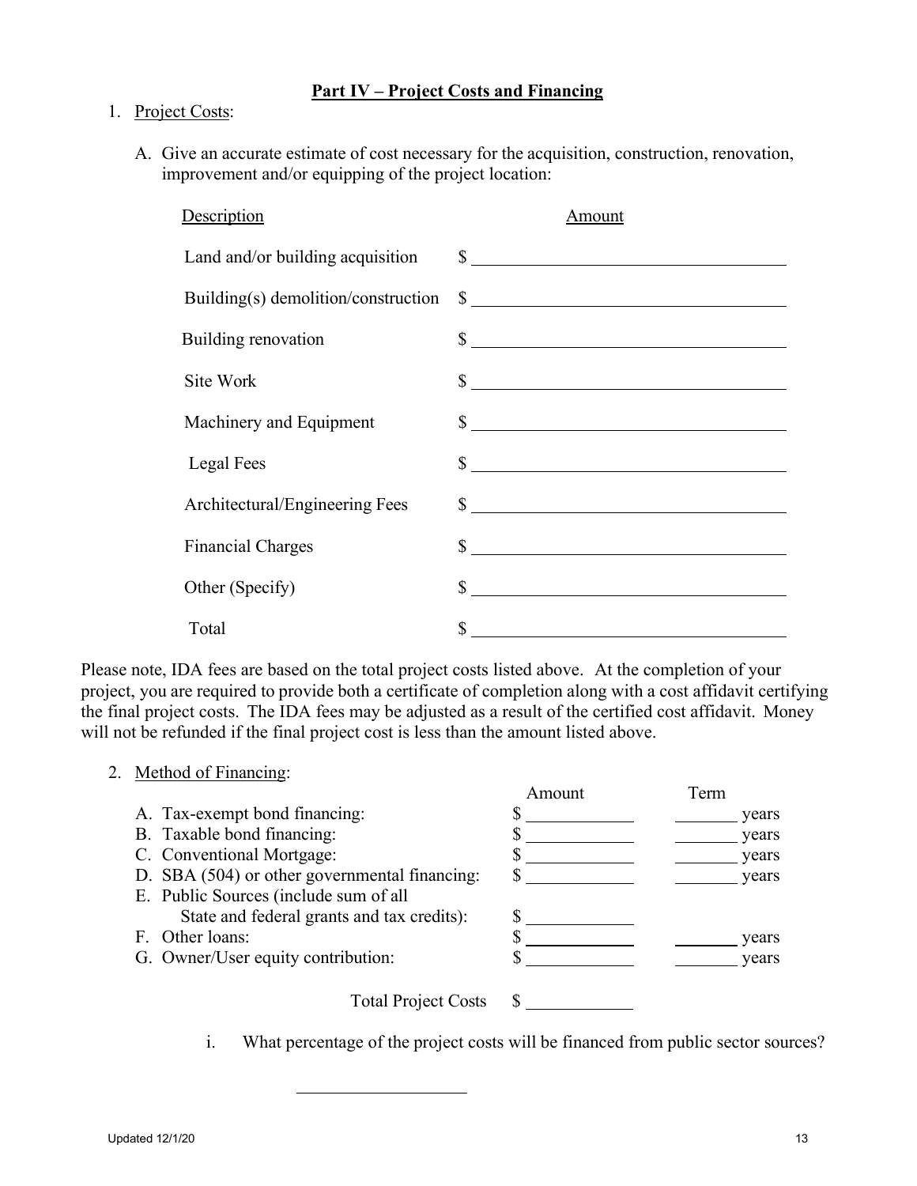## Part IV – Project Costs and Financing

1. Project Costs:

   A. Give an accurate estimate of cost necessary for the acquisition, construction, renovation, improvement and/or equipping of the project location:

| Description | Amount |
|---|---|
| Land and/or building acquisition | $ ____________ |
| Building(s) demolition/construction | $ ____________ |
| Building renovation | $ ____________ |
| Site Work | $ ____________ |
| Machinery and Equipment | $ ____________ |
| Legal Fees | $ ____________ |
| Architectural/Engineering Fees | $ ____________ |
| Financial Charges | $ ____________ |
| Other (Specify) | $ ____________ |
| Total | $ ____________ |

Please note, IDA fees are based on the total project costs listed above. At the completion of your project, you are required to provide both a certificate of completion along with a cost affidavit certifying the final project costs. The IDA fees may be adjusted as a result of the certified cost affidavit. Money will not be refunded if the final project cost is less than the amount listed above.

2. Method of Financing:

| | Amount | Term |
|---|---|---|
| A. Tax-exempt bond financing: | $ ________ | ______ years |
| B. Taxable bond financing: | $ ________ | ______ years |
| C. Conventional Mortgage: | $ ________ | ______ years |
| D. SBA (504) or other governmental financing: | $ ________ | ______ years |
| E. Public Sources (include sum of all State and federal grants and tax credits): | $ ________ | |
| F. Other loans: | $ ________ | ______ years |
| G. Owner/User equity contribution: | $ ________ | ______ years |
| Total Project Costs | $ ________ | |

   i. What percentage of the project costs will be financed from public sector sources?

   ____________________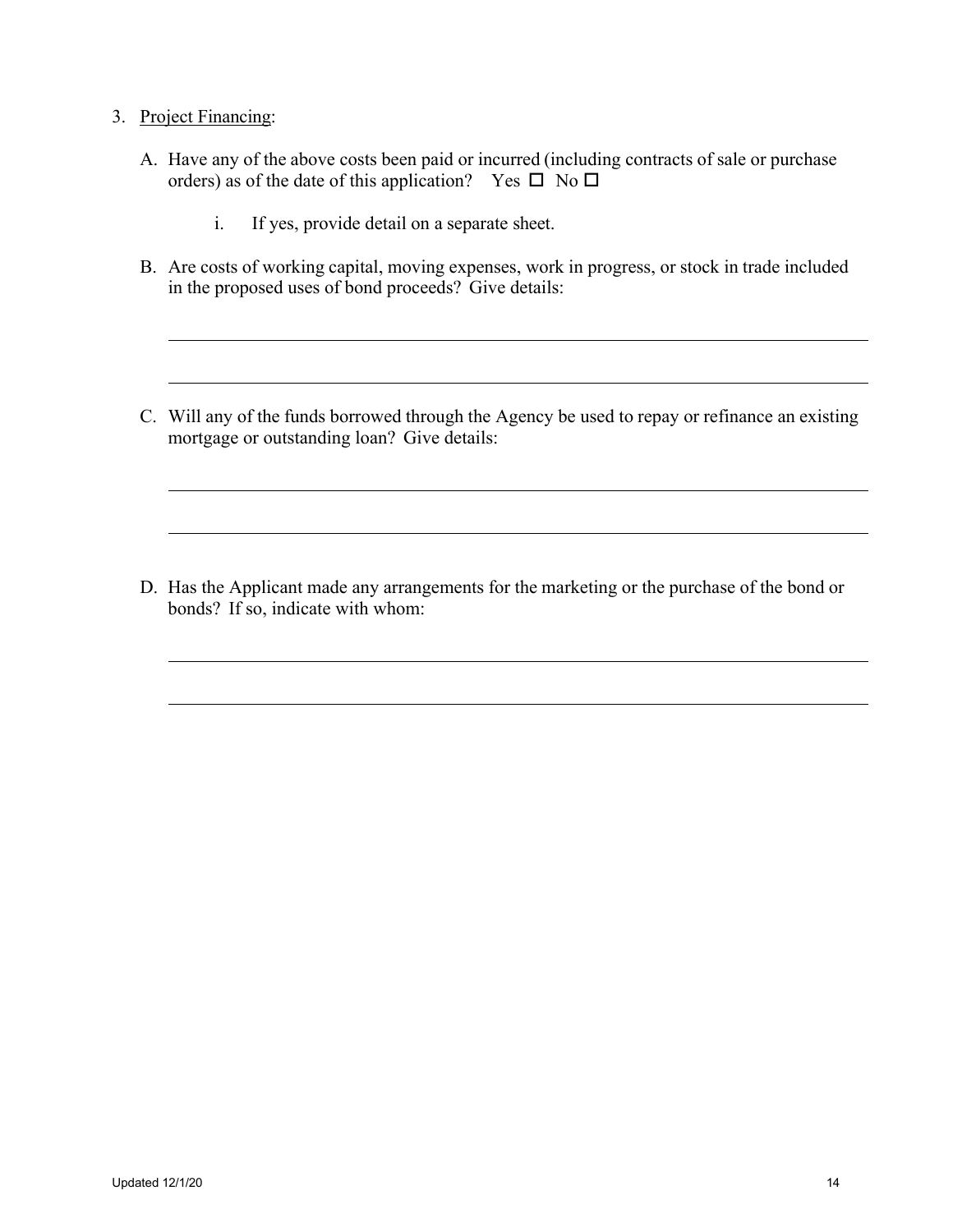3. Project Financing:

   A. Have any of the above costs been paid or incurred (including contracts of sale or purchase orders) as of the date of this application? Yes ☐ No ☐

      i. If yes, provide detail on a separate sheet.

   B. Are costs of working capital, moving expenses, work in progress, or stock in trade included in the proposed uses of bond proceeds? Give details:

      ______________________________________________________________________

      ______________________________________________________________________

   C. Will any of the funds borrowed through the Agency be used to repay or refinance an existing mortgage or outstanding loan? Give details:

      ______________________________________________________________________

      ______________________________________________________________________

   D. Has the Applicant made any arrangements for the marketing or the purchase of the bond or bonds? If so, indicate with whom:

      ______________________________________________________________________

      ______________________________________________________________________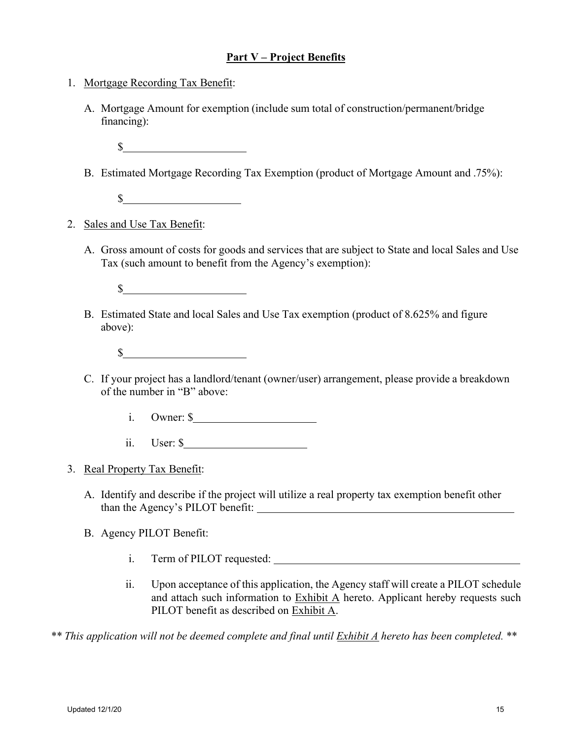## Part V – Project Benefits

1. Mortgage Recording Tax Benefit:

   A. Mortgage Amount for exemption (include sum total of construction/permanent/bridge financing):

      $\_\_\_\_\_\_\_\_\_\_\_\_\_\_\_\_\_\_\_\_

   B. Estimated Mortgage Recording Tax Exemption (product of Mortgage Amount and .75%):

      $\_\_\_\_\_\_\_\_\_\_\_\_\_\_\_\_\_\_\_\_

2. Sales and Use Tax Benefit:

   A. Gross amount of costs for goods and services that are subject to State and local Sales and Use Tax (such amount to benefit from the Agency's exemption):

      $\_\_\_\_\_\_\_\_\_\_\_\_\_\_\_\_\_\_\_\_

   B. Estimated State and local Sales and Use Tax exemption (product of 8.625% and figure above):

      $\_\_\_\_\_\_\_\_\_\_\_\_\_\_\_\_\_\_\_\_

   C. If your project has a landlord/tenant (owner/user) arrangement, please provide a breakdown of the number in "B" above:

      i. Owner: $\_\_\_\_\_\_\_\_\_\_\_\_\_\_\_\_\_\_\_\_

      ii. User: $\_\_\_\_\_\_\_\_\_\_\_\_\_\_\_\_\_\_\_\_

3. Real Property Tax Benefit:

   A. Identify and describe if the project will utilize a real property tax exemption benefit other than the Agency's PILOT benefit: \_\_\_\_\_\_\_\_\_\_\_\_\_\_\_\_\_\_\_\_\_\_\_\_\_\_\_\_\_\_\_\_\_\_\_\_\_\_\_\_

   B. Agency PILOT Benefit:

      i. Term of PILOT requested: \_\_\_\_\_\_\_\_\_\_\_\_\_\_\_\_\_\_\_\_\_\_\_\_\_\_\_\_\_\_\_\_\_\_\_\_\_\_\_\_

      ii. Upon acceptance of this application, the Agency staff will create a PILOT schedule and attach such information to Exhibit A hereto. Applicant hereby requests such PILOT benefit as described on Exhibit A.

*\*\* This application will not be deemed complete and final until Exhibit A hereto has been completed. \*\**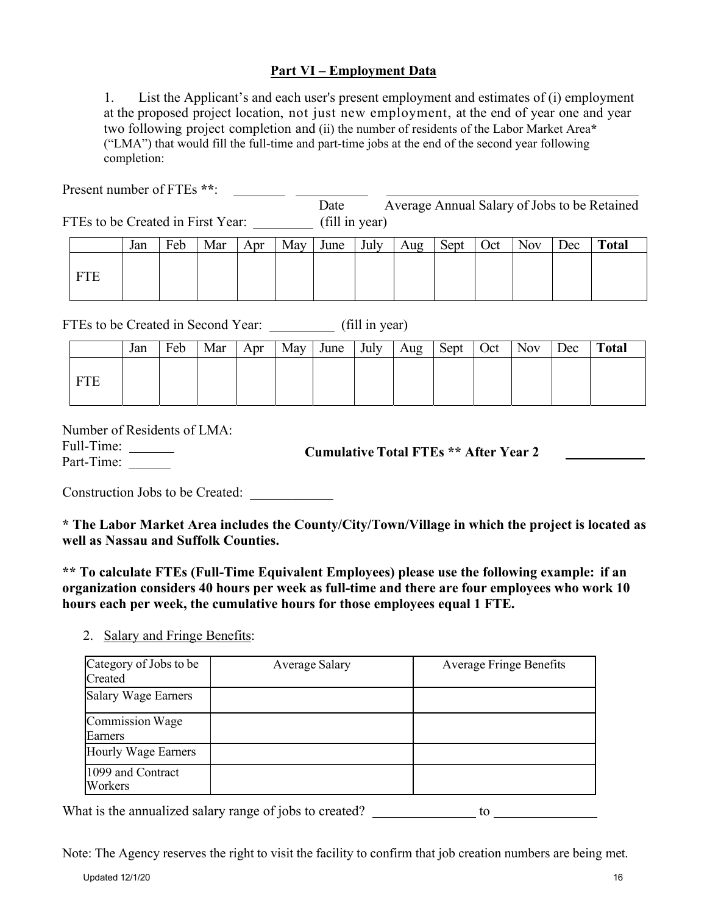## Part VI – Employment Data

1. List the Applicant's and each user's present employment and estimates of (i) employment at the proposed project location, not just new employment, at the end of year one and year two following project completion and (ii) the number of residents of the Labor Market Area* ("LMA") that would fill the full-time and part-time jobs at the end of the second year following completion:

Present number of FTEs **: ________ ________ ________________________________________

Date Average Annual Salary of Jobs to be Retained

FTEs to be Created in First Year: ________ (fill in year)

| | Jan | Feb | Mar | Apr | May | June | July | Aug | Sept | Oct | Nov | Dec | **Total** |
|---|---|---|---|---|---|---|---|---|---|---|---|---|---|
| FTE | | | | | | | | | | | | | |

FTEs to be Created in Second Year: ________ (fill in year)

| | Jan | Feb | Mar | Apr | May | June | July | Aug | Sept | Oct | Nov | Dec | **Total** |
|---|---|---|---|---|---|---|---|---|---|---|---|---|---|
| FTE | | | | | | | | | | | | | |

Number of Residents of LMA:

Full-Time: ______

Part-Time: ______

**Cumulative Total FTEs ** After Year 2** ________

Construction Jobs to be Created: ________

**\* The Labor Market Area includes the County/City/Town/Village in which the project is located as well as Nassau and Suffolk Counties.**

**\*\* To calculate FTEs (Full-Time Equivalent Employees) please use the following example: if an organization considers 40 hours per week as full-time and there are four employees who work 10 hours each per week, the cumulative hours for those employees equal 1 FTE.**

2. Salary and Fringe Benefits:

| Category of Jobs to be Created | Average Salary | Average Fringe Benefits |
|---|---|---|
| Salary Wage Earners | | |
| Commission Wage Earners | | |
| Hourly Wage Earners | | |
| 1099 and Contract Workers | | |

What is the annualized salary range of jobs to created? ______________ to ______________

Note: The Agency reserves the right to visit the facility to confirm that job creation numbers are being met.

Updated 12/1/20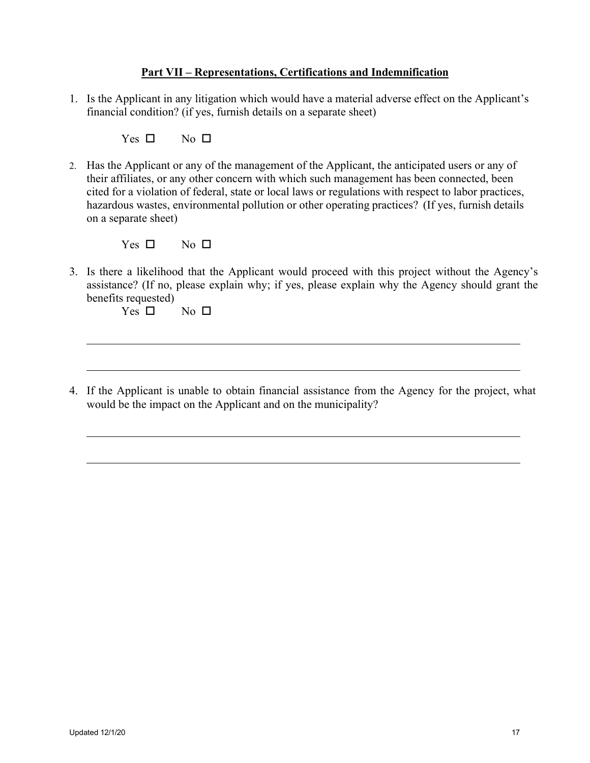**Part VII – Representations, Certifications and Indemnification**

1. Is the Applicant in any litigation which would have a material adverse effect on the Applicant's financial condition? (if yes, furnish details on a separate sheet)

   Yes ☐  No ☐

2. Has the Applicant or any of the management of the Applicant, the anticipated users or any of their affiliates, or any other concern with which such management has been connected, been cited for a violation of federal, state or local laws or regulations with respect to labor practices, hazardous wastes, environmental pollution or other operating practices? (If yes, furnish details on a separate sheet)

   Yes ☐  No ☐

3. Is there a likelihood that the Applicant would proceed with this project without the Agency's assistance? (If no, please explain why; if yes, please explain why the Agency should grant the benefits requested)

   Yes ☐  No ☐

   \_\_\_\_\_\_\_\_\_\_\_\_\_\_\_\_\_\_\_\_\_\_\_\_\_\_\_\_\_\_\_\_\_\_\_\_\_\_\_\_\_\_\_\_\_\_\_\_\_\_\_\_\_\_\_\_\_\_\_\_

   \_\_\_\_\_\_\_\_\_\_\_\_\_\_\_\_\_\_\_\_\_\_\_\_\_\_\_\_\_\_\_\_\_\_\_\_\_\_\_\_\_\_\_\_\_\_\_\_\_\_\_\_\_\_\_\_\_\_\_\_

4. If the Applicant is unable to obtain financial assistance from the Agency for the project, what would be the impact on the Applicant and on the municipality?

   \_\_\_\_\_\_\_\_\_\_\_\_\_\_\_\_\_\_\_\_\_\_\_\_\_\_\_\_\_\_\_\_\_\_\_\_\_\_\_\_\_\_\_\_\_\_\_\_\_\_\_\_\_\_\_\_\_\_\_\_

   \_\_\_\_\_\_\_\_\_\_\_\_\_\_\_\_\_\_\_\_\_\_\_\_\_\_\_\_\_\_\_\_\_\_\_\_\_\_\_\_\_\_\_\_\_\_\_\_\_\_\_\_\_\_\_\_\_\_\_\_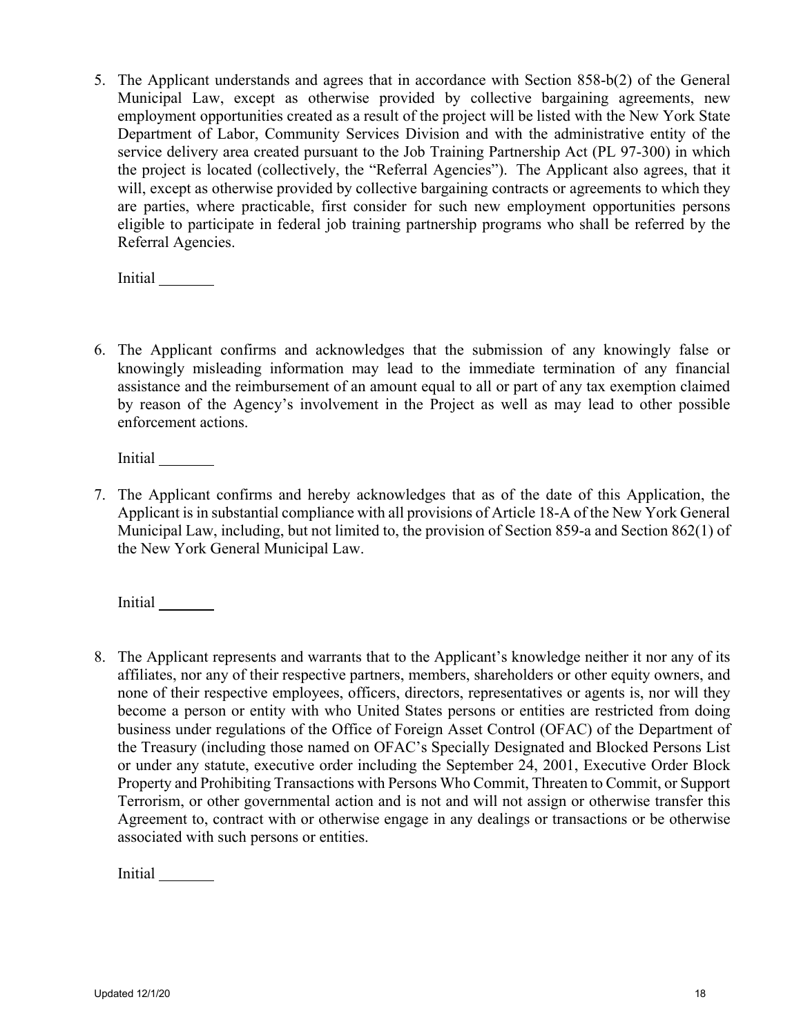5. The Applicant understands and agrees that in accordance with Section 858-b(2) of the General Municipal Law, except as otherwise provided by collective bargaining agreements, new employment opportunities created as a result of the project will be listed with the New York State Department of Labor, Community Services Division and with the administrative entity of the service delivery area created pursuant to the Job Training Partnership Act (PL 97-300) in which the project is located (collectively, the "Referral Agencies"). The Applicant also agrees, that it will, except as otherwise provided by collective bargaining contracts or agreements to which they are parties, where practicable, first consider for such new employment opportunities persons eligible to participate in federal job training partnership programs who shall be referred by the Referral Agencies.

   Initial _______

6. The Applicant confirms and acknowledges that the submission of any knowingly false or knowingly misleading information may lead to the immediate termination of any financial assistance and the reimbursement of an amount equal to all or part of any tax exemption claimed by reason of the Agency's involvement in the Project as well as may lead to other possible enforcement actions.

   Initial _______

7. The Applicant confirms and hereby acknowledges that as of the date of this Application, the Applicant is in substantial compliance with all provisions of Article 18-A of the New York General Municipal Law, including, but not limited to, the provision of Section 859-a and Section 862(1) of the New York General Municipal Law.

   Initial _______

8. The Applicant represents and warrants that to the Applicant's knowledge neither it nor any of its affiliates, nor any of their respective partners, members, shareholders or other equity owners, and none of their respective employees, officers, directors, representatives or agents is, nor will they become a person or entity with who United States persons or entities are restricted from doing business under regulations of the Office of Foreign Asset Control (OFAC) of the Department of the Treasury (including those named on OFAC's Specially Designated and Blocked Persons List or under any statute, executive order including the September 24, 2001, Executive Order Block Property and Prohibiting Transactions with Persons Who Commit, Threaten to Commit, or Support Terrorism, or other governmental action and is not and will not assign or otherwise transfer this Agreement to, contract with or otherwise engage in any dealings or transactions or be otherwise associated with such persons or entities.

   Initial _______

Updated 12/1/20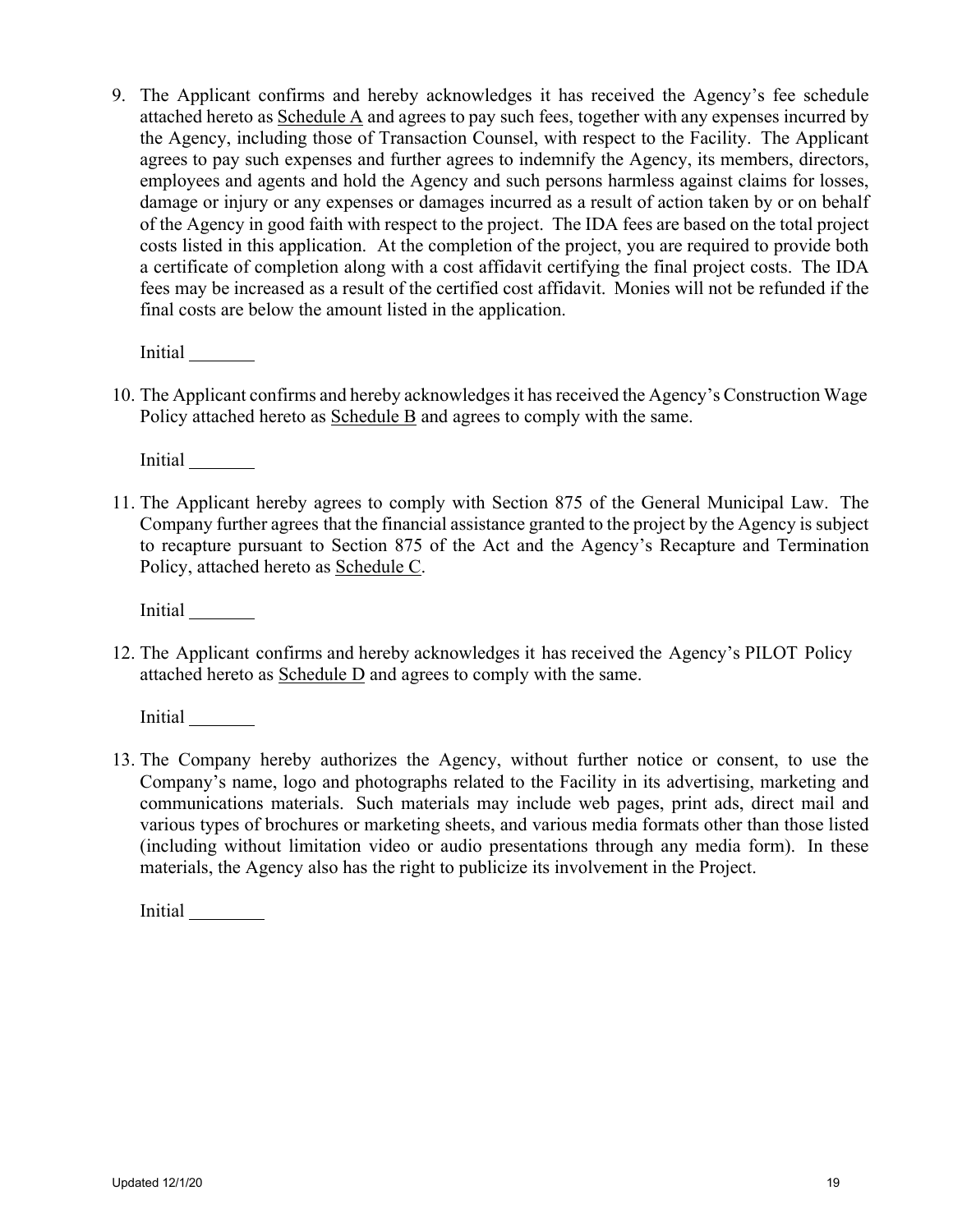9. The Applicant confirms and hereby acknowledges it has received the Agency's fee schedule attached hereto as Schedule A and agrees to pay such fees, together with any expenses incurred by the Agency, including those of Transaction Counsel, with respect to the Facility. The Applicant agrees to pay such expenses and further agrees to indemnify the Agency, its members, directors, employees and agents and hold the Agency and such persons harmless against claims for losses, damage or injury or any expenses or damages incurred as a result of action taken by or on behalf of the Agency in good faith with respect to the project. The IDA fees are based on the total project costs listed in this application. At the completion of the project, you are required to provide both a certificate of completion along with a cost affidavit certifying the final project costs. The IDA fees may be increased as a result of the certified cost affidavit. Monies will not be refunded if the final costs are below the amount listed in the application.

   Initial _______

10. The Applicant confirms and hereby acknowledges it has received the Agency's Construction Wage Policy attached hereto as Schedule B and agrees to comply with the same.

    Initial _______

11. The Applicant hereby agrees to comply with Section 875 of the General Municipal Law. The Company further agrees that the financial assistance granted to the project by the Agency is subject to recapture pursuant to Section 875 of the Act and the Agency's Recapture and Termination Policy, attached hereto as Schedule C.

    Initial _______

12. The Applicant confirms and hereby acknowledges it has received the Agency's PILOT Policy attached hereto as Schedule D and agrees to comply with the same.

    Initial _______

13. The Company hereby authorizes the Agency, without further notice or consent, to use the Company's name, logo and photographs related to the Facility in its advertising, marketing and communications materials. Such materials may include web pages, print ads, direct mail and various types of brochures or marketing sheets, and various media formats other than those listed (including without limitation video or audio presentations through any media form). In these materials, the Agency also has the right to publicize its involvement in the Project.

    Initial ________

Updated 12/1/20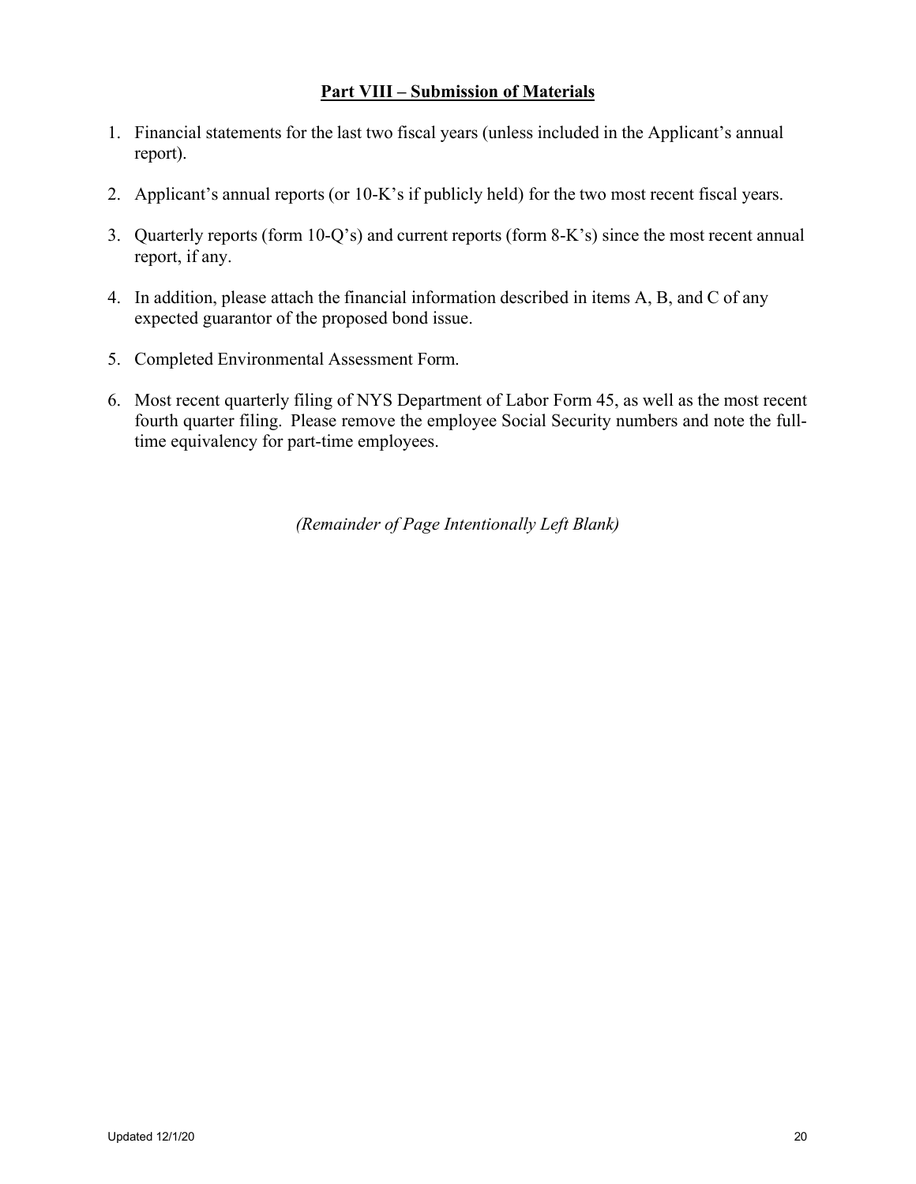## **Part VIII – Submission of Materials**

1. Financial statements for the last two fiscal years (unless included in the Applicant's annual report).

2. Applicant's annual reports (or 10-K's if publicly held) for the two most recent fiscal years.

3. Quarterly reports (form 10-Q's) and current reports (form 8-K's) since the most recent annual report, if any.

4. In addition, please attach the financial information described in items A, B, and C of any expected guarantor of the proposed bond issue.

5. Completed Environmental Assessment Form.

6. Most recent quarterly filing of NYS Department of Labor Form 45, as well as the most recent fourth quarter filing. Please remove the employee Social Security numbers and note the full-time equivalency for part-time employees.

*(Remainder of Page Intentionally Left Blank)*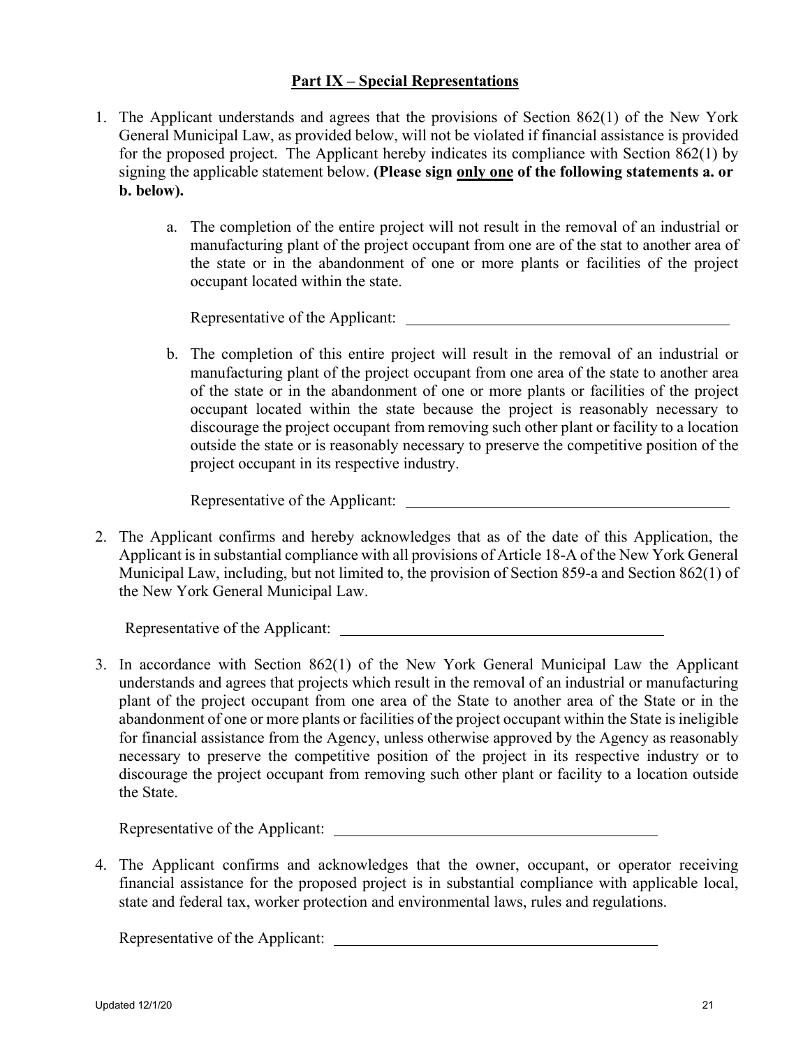## Part IX – Special Representations

1. The Applicant understands and agrees that the provisions of Section 862(1) of the New York General Municipal Law, as provided below, will not be violated if financial assistance is provided for the proposed project. The Applicant hereby indicates its compliance with Section 862(1) by signing the applicable statement below. **(Please sign only one of the following statements a. or b. below).**

   a. The completion of the entire project will not result in the removal of an industrial or manufacturing plant of the project occupant from one are of the stat to another area of the state or in the abandonment of one or more plants or facilities of the project occupant located within the state.

   Representative of the Applicant: ____________________

   b. The completion of this entire project will result in the removal of an industrial or manufacturing plant of the project occupant from one area of the state to another area of the state or in the abandonment of one or more plants or facilities of the project occupant located within the state because the project is reasonably necessary to discourage the project occupant from removing such other plant or facility to a location outside the state or is reasonably necessary to preserve the competitive position of the project occupant in its respective industry.

   Representative of the Applicant: ____________________

2. The Applicant confirms and hereby acknowledges that as of the date of this Application, the Applicant is in substantial compliance with all provisions of Article 18-A of the New York General Municipal Law, including, but not limited to, the provision of Section 859-a and Section 862(1) of the New York General Municipal Law.

   Representative of the Applicant: ____________________

3. In accordance with Section 862(1) of the New York General Municipal Law the Applicant understands and agrees that projects which result in the removal of an industrial or manufacturing plant of the project occupant from one area of the State to another area of the State or in the abandonment of one or more plants or facilities of the project occupant within the State is ineligible for financial assistance from the Agency, unless otherwise approved by the Agency as reasonably necessary to preserve the competitive position of the project in its respective industry or to discourage the project occupant from removing such other plant or facility to a location outside the State.

   Representative of the Applicant: ____________________

4. The Applicant confirms and acknowledges that the owner, occupant, or operator receiving financial assistance for the proposed project is in substantial compliance with applicable local, state and federal tax, worker protection and environmental laws, rules and regulations.

   Representative of the Applicant: ____________________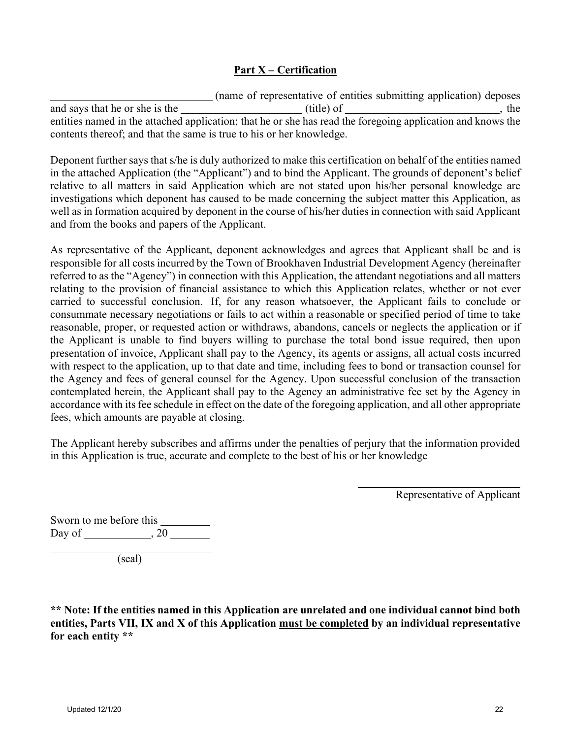## Part X – Certification

______________________________ (name of representative of entities submitting application) deposes and says that he or she is the ______________________ (title) of ____________________________, the entities named in the attached application; that he or she has read the foregoing application and knows the contents thereof; and that the same is true to his or her knowledge.

Deponent further says that s/he is duly authorized to make this certification on behalf of the entities named in the attached Application (the "Applicant") and to bind the Applicant. The grounds of deponent's belief relative to all matters in said Application which are not stated upon his/her personal knowledge are investigations which deponent has caused to be made concerning the subject matter this Application, as well as in formation acquired by deponent in the course of his/her duties in connection with said Applicant and from the books and papers of the Applicant.

As representative of the Applicant, deponent acknowledges and agrees that Applicant shall be and is responsible for all costs incurred by the Town of Brookhaven Industrial Development Agency (hereinafter referred to as the "Agency") in connection with this Application, the attendant negotiations and all matters relating to the provision of financial assistance to which this Application relates, whether or not ever carried to successful conclusion. If, for any reason whatsoever, the Applicant fails to conclude or consummate necessary negotiations or fails to act within a reasonable or specified period of time to take reasonable, proper, or requested action or withdraws, abandons, cancels or neglects the application or if the Applicant is unable to find buyers willing to purchase the total bond issue required, then upon presentation of invoice, Applicant shall pay to the Agency, its agents or assigns, all actual costs incurred with respect to the application, up to that date and time, including fees to bond or transaction counsel for the Agency and fees of general counsel for the Agency. Upon successful conclusion of the transaction contemplated herein, the Applicant shall pay to the Agency an administrative fee set by the Agency in accordance with its fee schedule in effect on the date of the foregoing application, and all other appropriate fees, which amounts are payable at closing.

The Applicant hereby subscribes and affirms under the penalties of perjury that the information provided in this Application is true, accurate and complete to the best of his or her knowledge

______________________________
Representative of Applicant

Sworn to me before this _________
Day of ____________, 20 _______

______________________________
(seal)

**** Note: If the entities named in this Application are unrelated and one individual cannot bind both entities, Parts VII, IX and X of this Application <u>must be completed</u> by an individual representative for each entity ****

Updated 12/1/20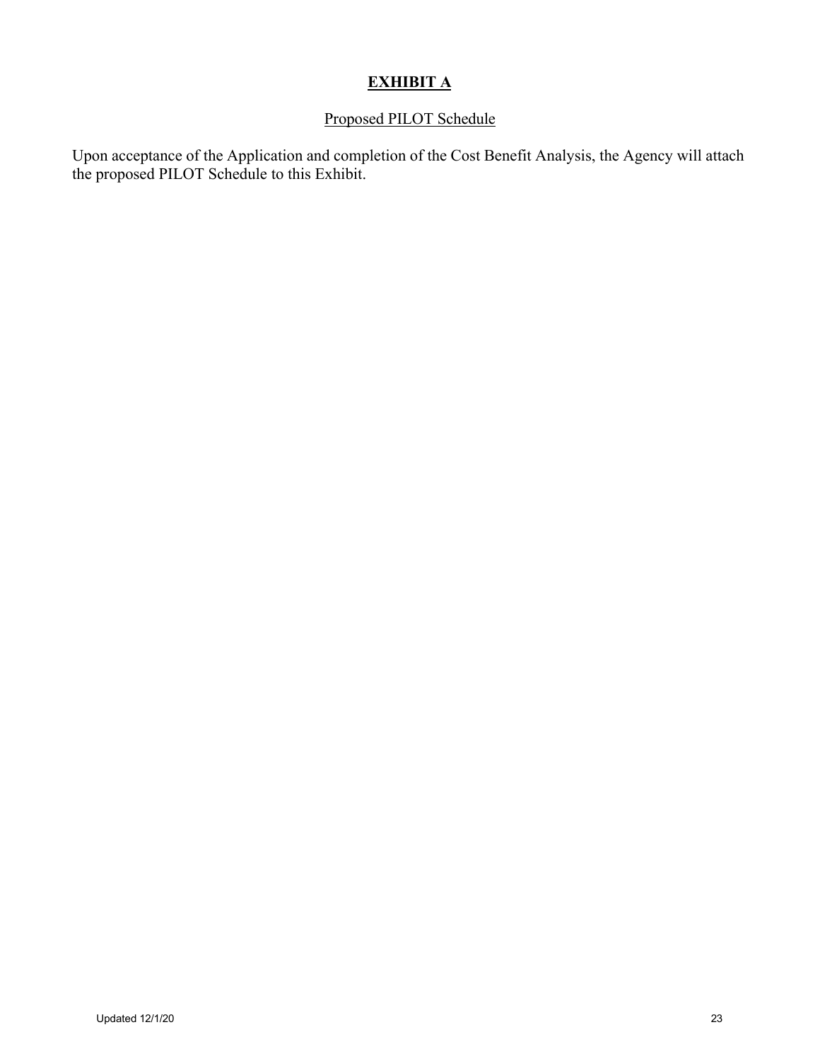# EXHIBIT A

## Proposed PILOT Schedule

Upon acceptance of the Application and completion of the Cost Benefit Analysis, the Agency will attach the proposed PILOT Schedule to this Exhibit.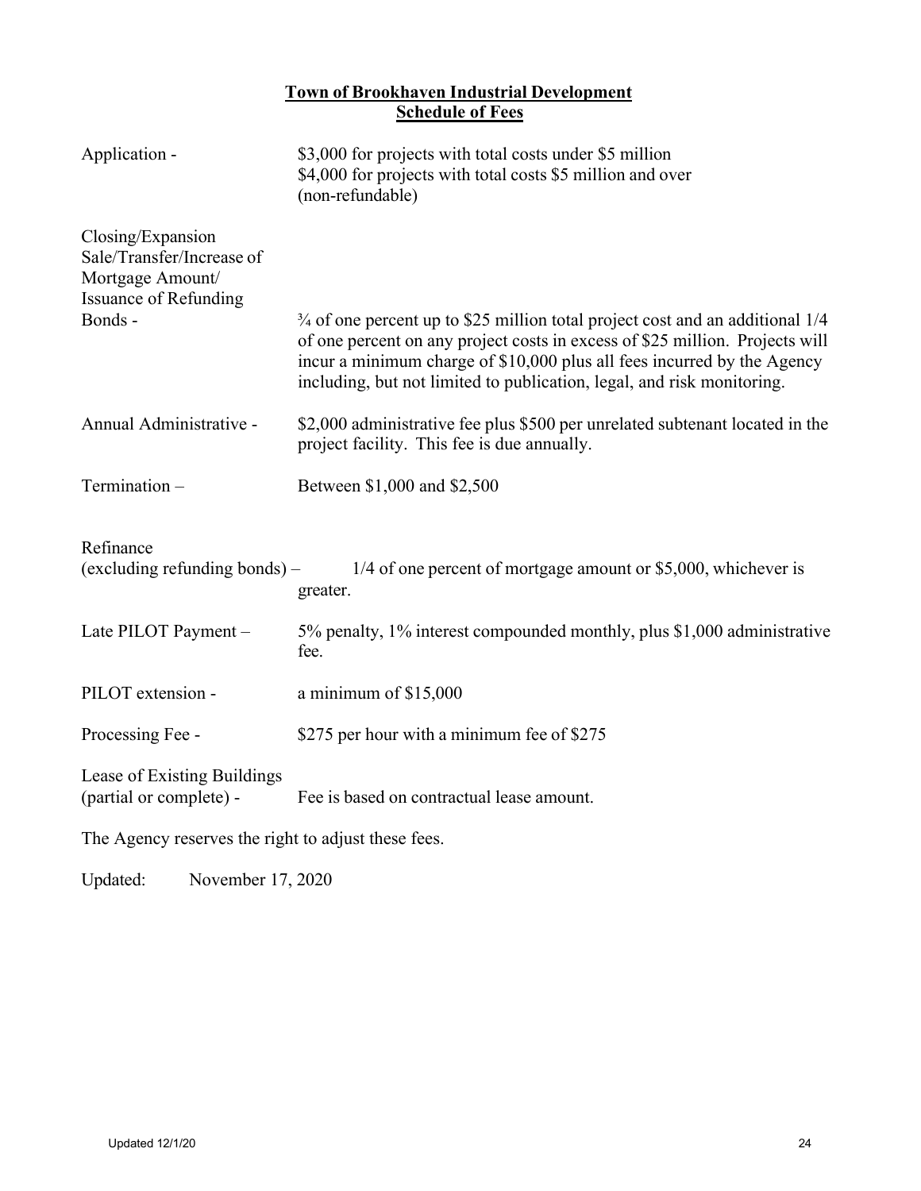## Town of Brookhaven Industrial Development
## Schedule of Fees

| | |
|---|---|
| Application - | \$3,000 for projects with total costs under \$5 million<br>\$4,000 for projects with total costs \$5 million and over<br>(non-refundable) |
| Closing/Expansion Sale/Transfer/Increase of Mortgage Amount/ Issuance of Refunding Bonds - | ¾ of one percent up to \$25 million total project cost and an additional 1/4 of one percent on any project costs in excess of \$25 million. Projects will incur a minimum charge of \$10,000 plus all fees incurred by the Agency including, but not limited to publication, legal, and risk monitoring. |
| Annual Administrative - | \$2,000 administrative fee plus \$500 per unrelated subtenant located in the project facility. This fee is due annually. |
| Termination – | Between \$1,000 and \$2,500 |
| Refinance (excluding refunding bonds) – | 1/4 of one percent of mortgage amount or \$5,000, whichever is greater. |
| Late PILOT Payment – | 5% penalty, 1% interest compounded monthly, plus \$1,000 administrative fee. |
| PILOT extension - | a minimum of \$15,000 |
| Processing Fee - | \$275 per hour with a minimum fee of \$275 |
| Lease of Existing Buildings (partial or complete) - | Fee is based on contractual lease amount. |

The Agency reserves the right to adjust these fees.

Updated: November 17, 2020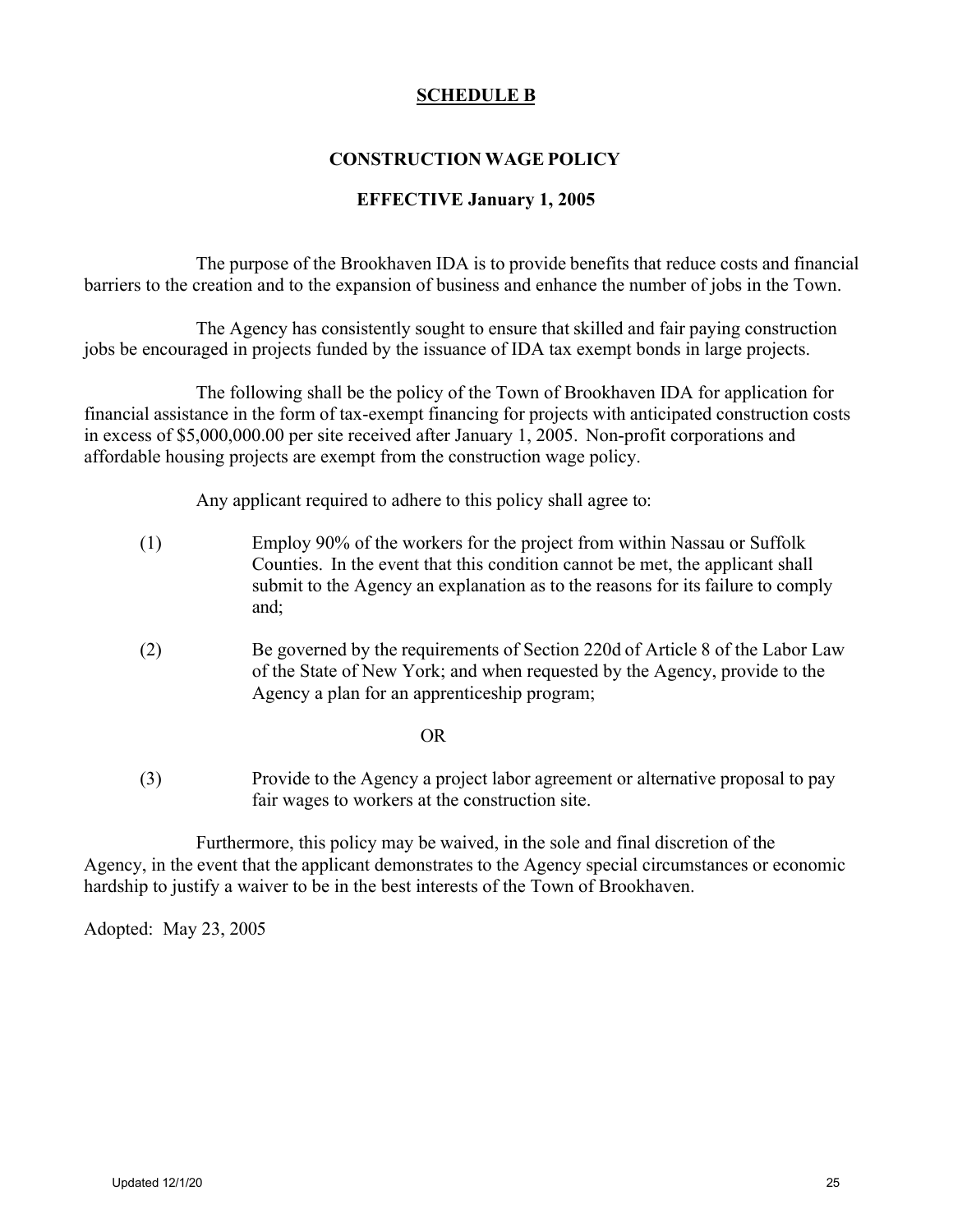# SCHEDULE B

## CONSTRUCTION WAGE POLICY

## EFFECTIVE January 1, 2005

The purpose of the Brookhaven IDA is to provide benefits that reduce costs and financial barriers to the creation and to the expansion of business and enhance the number of jobs in the Town.

The Agency has consistently sought to ensure that skilled and fair paying construction jobs be encouraged in projects funded by the issuance of IDA tax exempt bonds in large projects.

The following shall be the policy of the Town of Brookhaven IDA for application for financial assistance in the form of tax-exempt financing for projects with anticipated construction costs in excess of $5,000,000.00 per site received after January 1, 2005. Non-profit corporations and affordable housing projects are exempt from the construction wage policy.

Any applicant required to adhere to this policy shall agree to:

(1) Employ 90% of the workers for the project from within Nassau or Suffolk Counties. In the event that this condition cannot be met, the applicant shall submit to the Agency an explanation as to the reasons for its failure to comply and;

(2) Be governed by the requirements of Section 220d of Article 8 of the Labor Law of the State of New York; and when requested by the Agency, provide to the Agency a plan for an apprenticeship program;

OR

(3) Provide to the Agency a project labor agreement or alternative proposal to pay fair wages to workers at the construction site.

Furthermore, this policy may be waived, in the sole and final discretion of the Agency, in the event that the applicant demonstrates to the Agency special circumstances or economic hardship to justify a waiver to be in the best interests of the Town of Brookhaven.

Adopted: May 23, 2005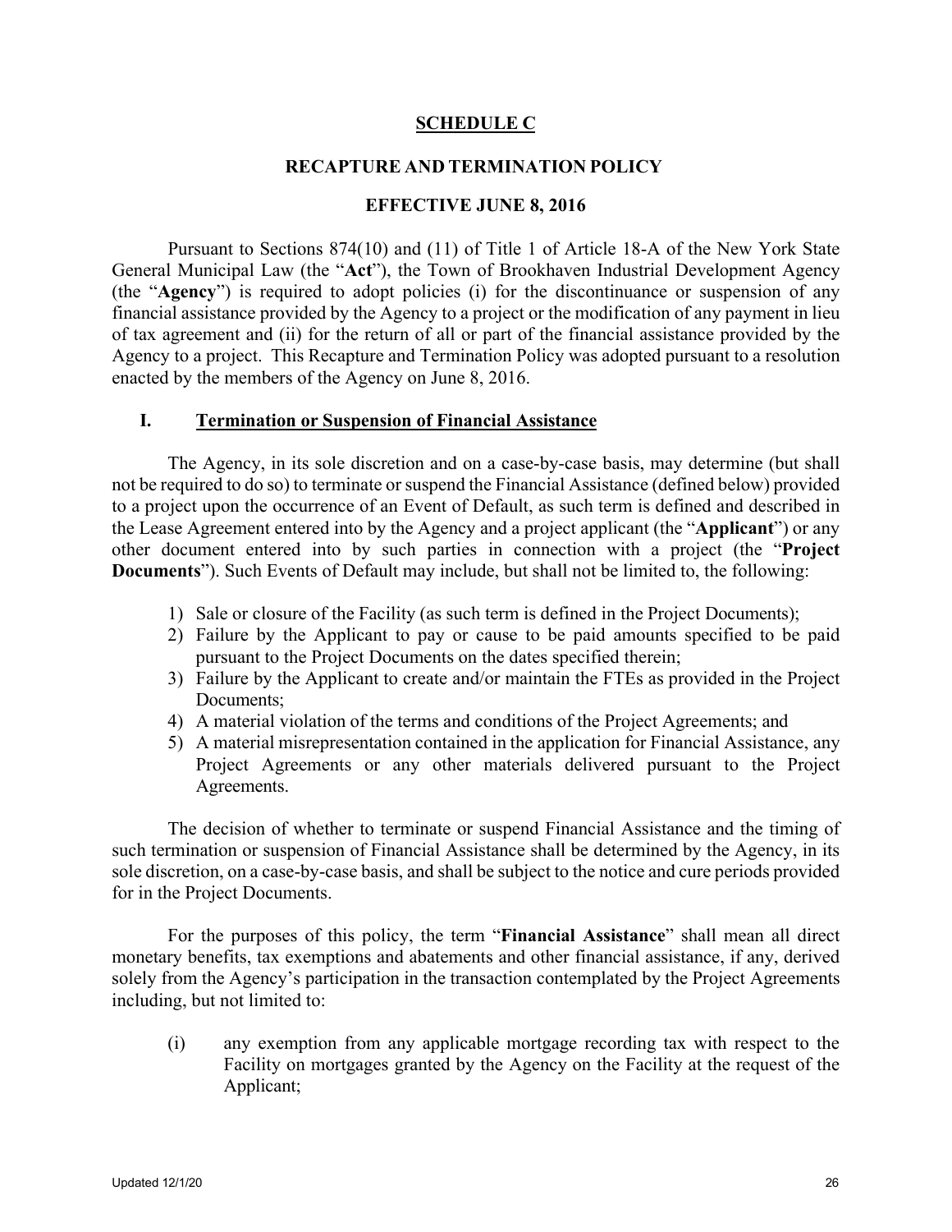# SCHEDULE C

## RECAPTURE AND TERMINATION POLICY

## EFFECTIVE JUNE 8, 2016

Pursuant to Sections 874(10) and (11) of Title 1 of Article 18-A of the New York State General Municipal Law (the "**Act**"), the Town of Brookhaven Industrial Development Agency (the "**Agency**") is required to adopt policies (i) for the discontinuance or suspension of any financial assistance provided by the Agency to a project or the modification of any payment in lieu of tax agreement and (ii) for the return of all or part of the financial assistance provided by the Agency to a project. This Recapture and Termination Policy was adopted pursuant to a resolution enacted by the members of the Agency on June 8, 2016.

### I. Termination or Suspension of Financial Assistance

The Agency, in its sole discretion and on a case-by-case basis, may determine (but shall not be required to do so) to terminate or suspend the Financial Assistance (defined below) provided to a project upon the occurrence of an Event of Default, as such term is defined and described in the Lease Agreement entered into by the Agency and a project applicant (the "**Applicant**") or any other document entered into by such parties in connection with a project (the "**Project Documents**"). Such Events of Default may include, but shall not be limited to, the following:

1) Sale or closure of the Facility (as such term is defined in the Project Documents);
2) Failure by the Applicant to pay or cause to be paid amounts specified to be paid pursuant to the Project Documents on the dates specified therein;
3) Failure by the Applicant to create and/or maintain the FTEs as provided in the Project Documents;
4) A material violation of the terms and conditions of the Project Agreements; and
5) A material misrepresentation contained in the application for Financial Assistance, any Project Agreements or any other materials delivered pursuant to the Project Agreements.

The decision of whether to terminate or suspend Financial Assistance and the timing of such termination or suspension of Financial Assistance shall be determined by the Agency, in its sole discretion, on a case-by-case basis, and shall be subject to the notice and cure periods provided for in the Project Documents.

For the purposes of this policy, the term "**Financial Assistance**" shall mean all direct monetary benefits, tax exemptions and abatements and other financial assistance, if any, derived solely from the Agency's participation in the transaction contemplated by the Project Agreements including, but not limited to:

(i) any exemption from any applicable mortgage recording tax with respect to the Facility on mortgages granted by the Agency on the Facility at the request of the Applicant;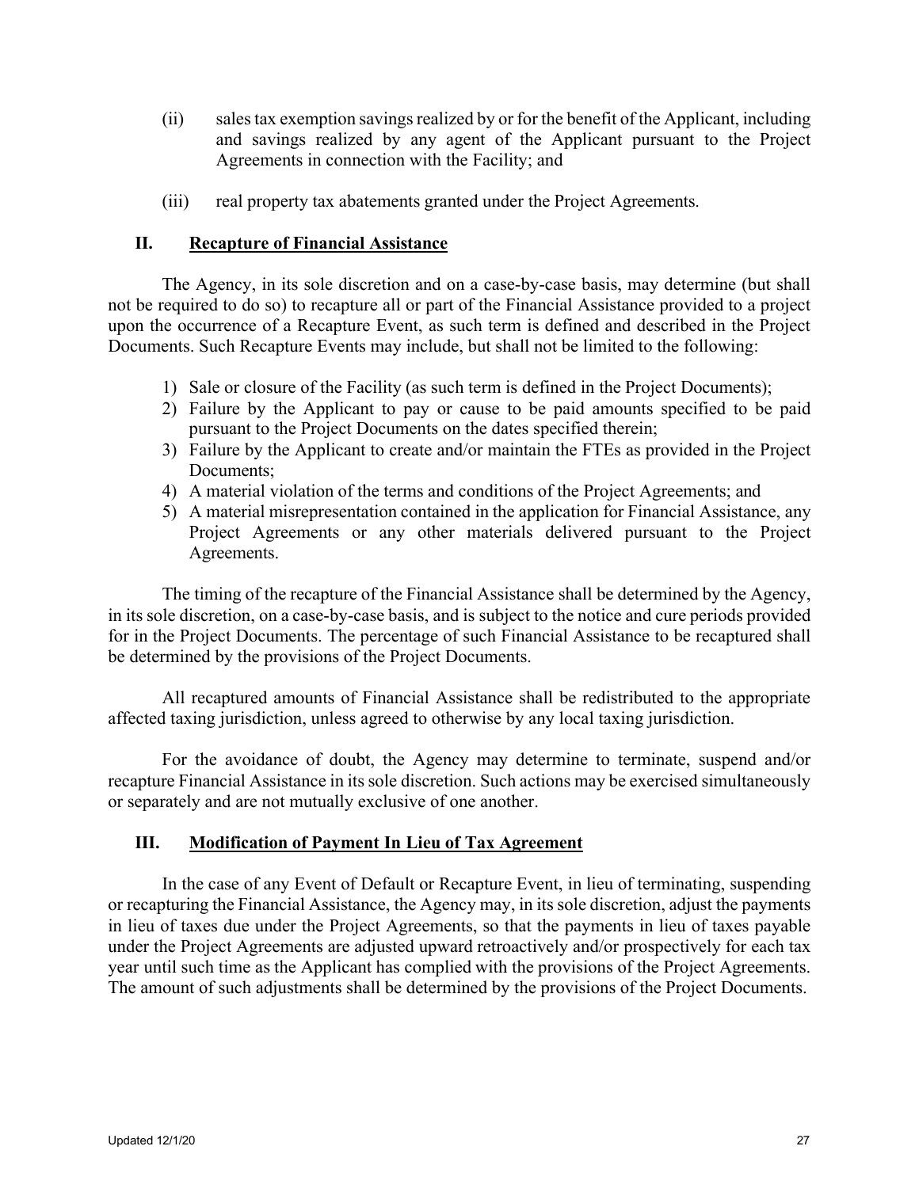(ii) sales tax exemption savings realized by or for the benefit of the Applicant, including and savings realized by any agent of the Applicant pursuant to the Project Agreements in connection with the Facility; and

(iii) real property tax abatements granted under the Project Agreements.

## II. Recapture of Financial Assistance

The Agency, in its sole discretion and on a case-by-case basis, may determine (but shall not be required to do so) to recapture all or part of the Financial Assistance provided to a project upon the occurrence of a Recapture Event, as such term is defined and described in the Project Documents. Such Recapture Events may include, but shall not be limited to the following:

1) Sale or closure of the Facility (as such term is defined in the Project Documents);
2) Failure by the Applicant to pay or cause to be paid amounts specified to be paid pursuant to the Project Documents on the dates specified therein;
3) Failure by the Applicant to create and/or maintain the FTEs as provided in the Project Documents;
4) A material violation of the terms and conditions of the Project Agreements; and
5) A material misrepresentation contained in the application for Financial Assistance, any Project Agreements or any other materials delivered pursuant to the Project Agreements.

The timing of the recapture of the Financial Assistance shall be determined by the Agency, in its sole discretion, on a case-by-case basis, and is subject to the notice and cure periods provided for in the Project Documents. The percentage of such Financial Assistance to be recaptured shall be determined by the provisions of the Project Documents.

All recaptured amounts of Financial Assistance shall be redistributed to the appropriate affected taxing jurisdiction, unless agreed to otherwise by any local taxing jurisdiction.

For the avoidance of doubt, the Agency may determine to terminate, suspend and/or recapture Financial Assistance in its sole discretion. Such actions may be exercised simultaneously or separately and are not mutually exclusive of one another.

## III. Modification of Payment In Lieu of Tax Agreement

In the case of any Event of Default or Recapture Event, in lieu of terminating, suspending or recapturing the Financial Assistance, the Agency may, in its sole discretion, adjust the payments in lieu of taxes due under the Project Agreements, so that the payments in lieu of taxes payable under the Project Agreements are adjusted upward retroactively and/or prospectively for each tax year until such time as the Applicant has complied with the provisions of the Project Agreements. The amount of such adjustments shall be determined by the provisions of the Project Documents.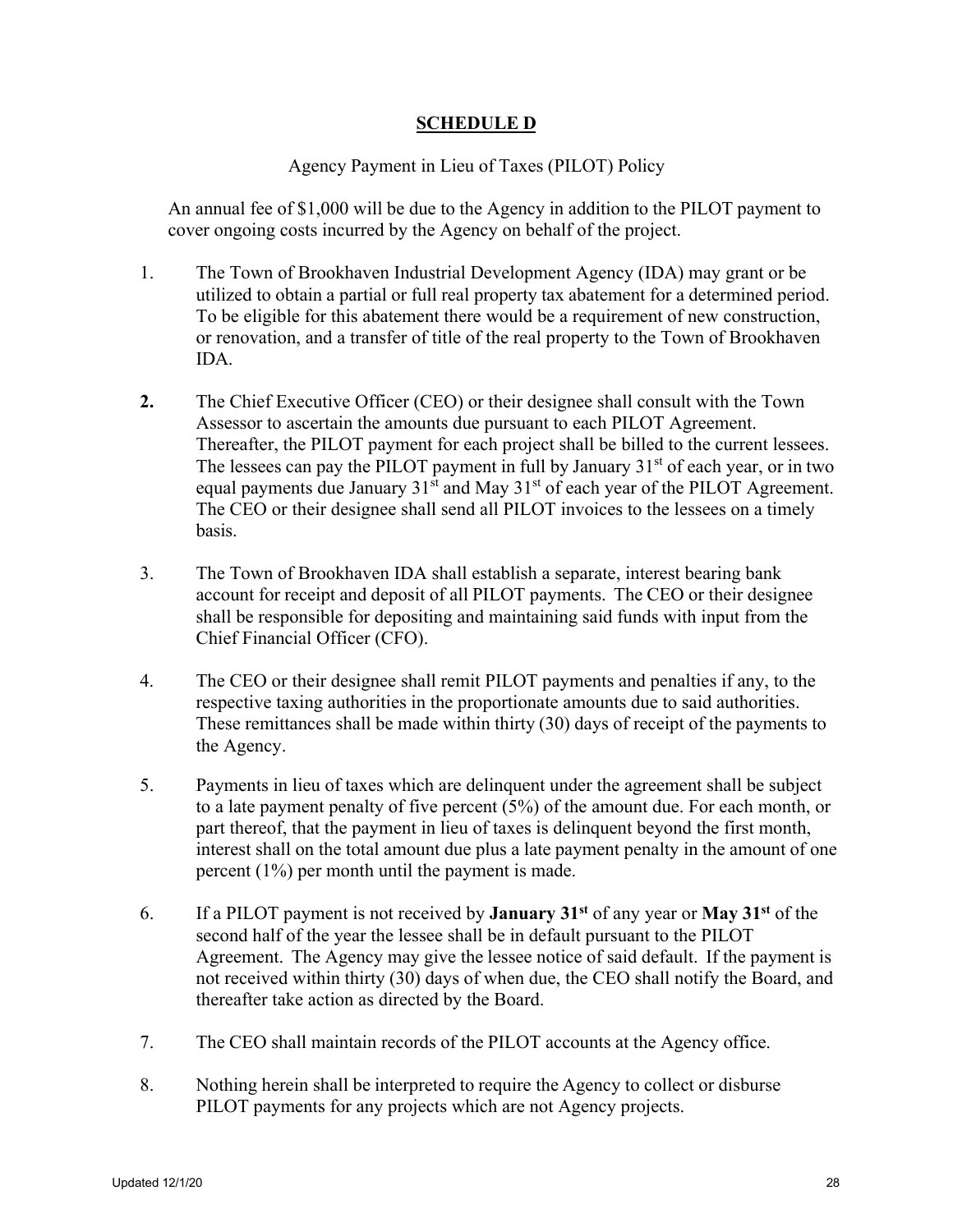# SCHEDULE D

Agency Payment in Lieu of Taxes (PILOT) Policy

An annual fee of $1,000 will be due to the Agency in addition to the PILOT payment to cover ongoing costs incurred by the Agency on behalf of the project.

1. The Town of Brookhaven Industrial Development Agency (IDA) may grant or be utilized to obtain a partial or full real property tax abatement for a determined period. To be eligible for this abatement there would be a requirement of new construction, or renovation, and a transfer of title of the real property to the Town of Brookhaven IDA.

2. The Chief Executive Officer (CEO) or their designee shall consult with the Town Assessor to ascertain the amounts due pursuant to each PILOT Agreement. Thereafter, the PILOT payment for each project shall be billed to the current lessees. The lessees can pay the PILOT payment in full by January 31st of each year, or in two equal payments due January 31st and May 31st of each year of the PILOT Agreement. The CEO or their designee shall send all PILOT invoices to the lessees on a timely basis.

3. The Town of Brookhaven IDA shall establish a separate, interest bearing bank account for receipt and deposit of all PILOT payments. The CEO or their designee shall be responsible for depositing and maintaining said funds with input from the Chief Financial Officer (CFO).

4. The CEO or their designee shall remit PILOT payments and penalties if any, to the respective taxing authorities in the proportionate amounts due to said authorities. These remittances shall be made within thirty (30) days of receipt of the payments to the Agency.

5. Payments in lieu of taxes which are delinquent under the agreement shall be subject to a late payment penalty of five percent (5%) of the amount due. For each month, or part thereof, that the payment in lieu of taxes is delinquent beyond the first month, interest shall on the total amount due plus a late payment penalty in the amount of one percent (1%) per month until the payment is made.

6. If a PILOT payment is not received by **January 31st** of any year or **May 31st** of the second half of the year the lessee shall be in default pursuant to the PILOT Agreement. The Agency may give the lessee notice of said default. If the payment is not received within thirty (30) days of when due, the CEO shall notify the Board, and thereafter take action as directed by the Board.

7. The CEO shall maintain records of the PILOT accounts at the Agency office.

8. Nothing herein shall be interpreted to require the Agency to collect or disburse PILOT payments for any projects which are not Agency projects.

Updated 12/1/20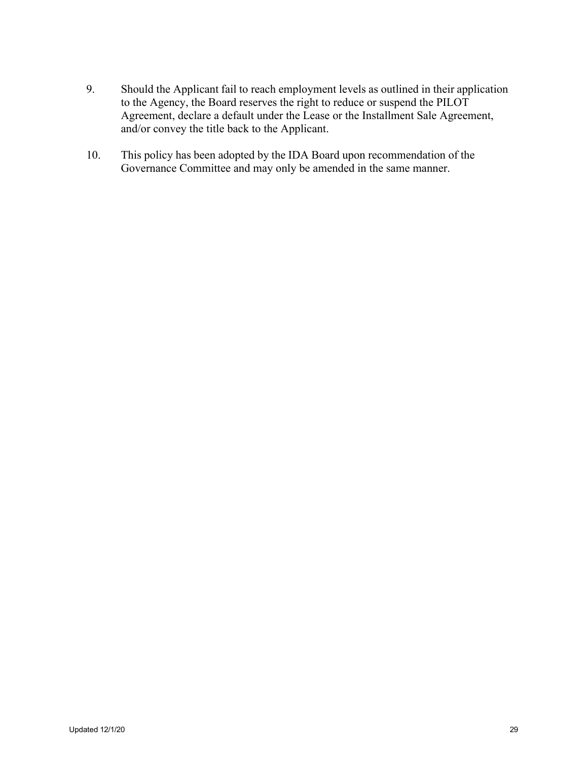9. Should the Applicant fail to reach employment levels as outlined in their application to the Agency, the Board reserves the right to reduce or suspend the PILOT Agreement, declare a default under the Lease or the Installment Sale Agreement, and/or convey the title back to the Applicant.

10. This policy has been adopted by the IDA Board upon recommendation of the Governance Committee and may only be amended in the same manner.